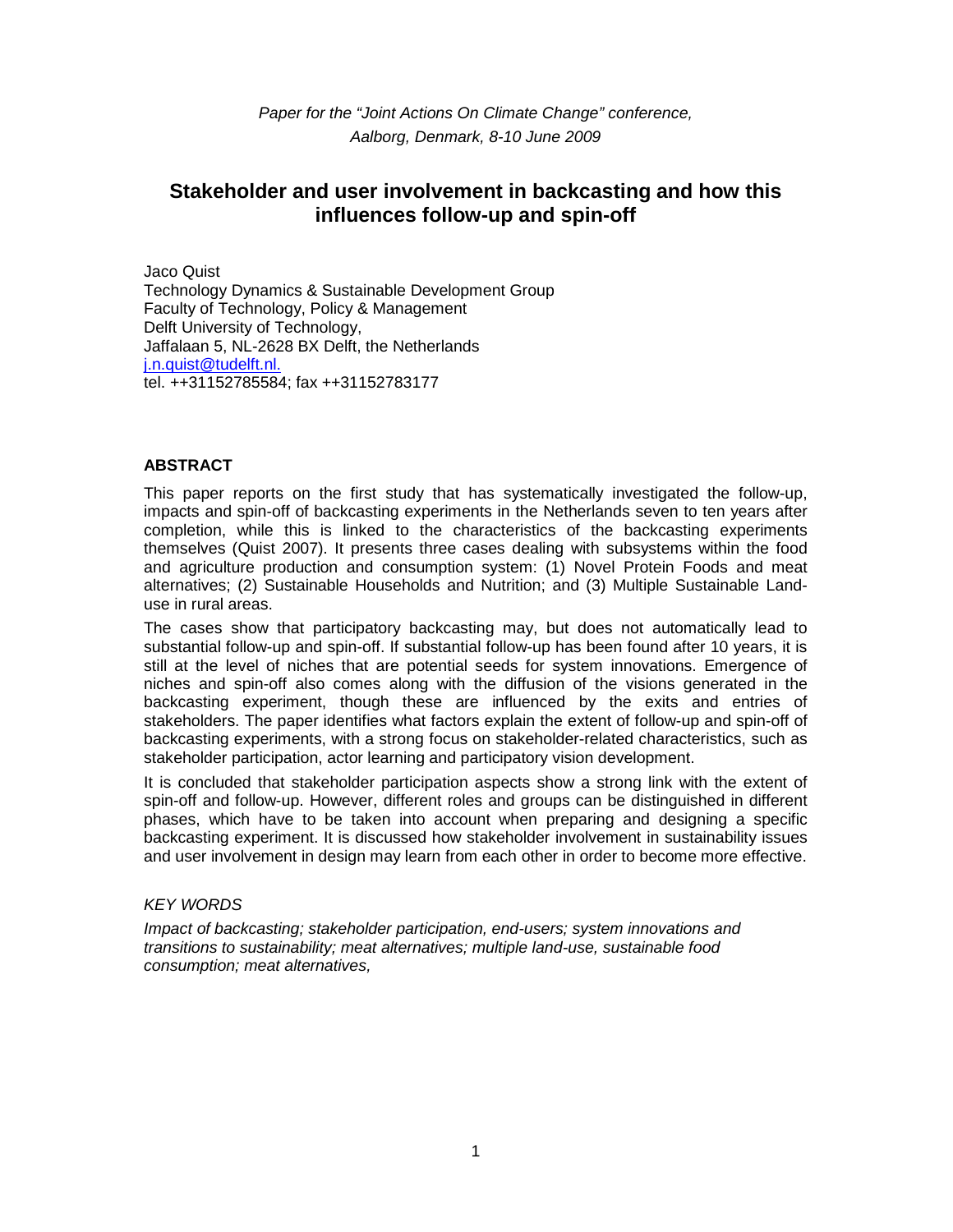*Paper for the "Joint Actions On Climate Change" conference, Aalborg, Denmark, 8-10 June 2009*

# Stakeholder and user involvement in backcasting and how this influences follow-up and spin-off

Jaco Quist
Technology Dynamics & Sustainable Development Group
Faculty of Technology, Policy & Management
Delft University of Technology,
Jaffalaan 5, NL-2628 BX Delft, the Netherlands
j.n.quist@tudelft.nl.
tel. ++31152785584; fax ++31152783177

## ABSTRACT

This paper reports on the first study that has systematically investigated the follow-up, impacts and spin-off of backcasting experiments in the Netherlands seven to ten years after completion, while this is linked to the characteristics of the backcasting experiments themselves (Quist 2007). It presents three cases dealing with subsystems within the food and agriculture production and consumption system: (1) Novel Protein Foods and meat alternatives; (2) Sustainable Households and Nutrition; and (3) Multiple Sustainable Land-use in rural areas.

The cases show that participatory backcasting may, but does not automatically lead to substantial follow-up and spin-off. If substantial follow-up has been found after 10 years, it is still at the level of niches that are potential seeds for system innovations. Emergence of niches and spin-off also comes along with the diffusion of the visions generated in the backcasting experiment, though these are influenced by the exits and entries of stakeholders. The paper identifies what factors explain the extent of follow-up and spin-off of backcasting experiments, with a strong focus on stakeholder-related characteristics, such as stakeholder participation, actor learning and participatory vision development.

It is concluded that stakeholder participation aspects show a strong link with the extent of spin-off and follow-up. However, different roles and groups can be distinguished in different phases, which have to be taken into account when preparing and designing a specific backcasting experiment. It is discussed how stakeholder involvement in sustainability issues and user involvement in design may learn from each other in order to become more effective.

*KEY WORDS*

*Impact of backcasting; stakeholder participation, end-users; system innovations and transitions to sustainability; meat alternatives; multiple land-use, sustainable food consumption; meat alternatives,*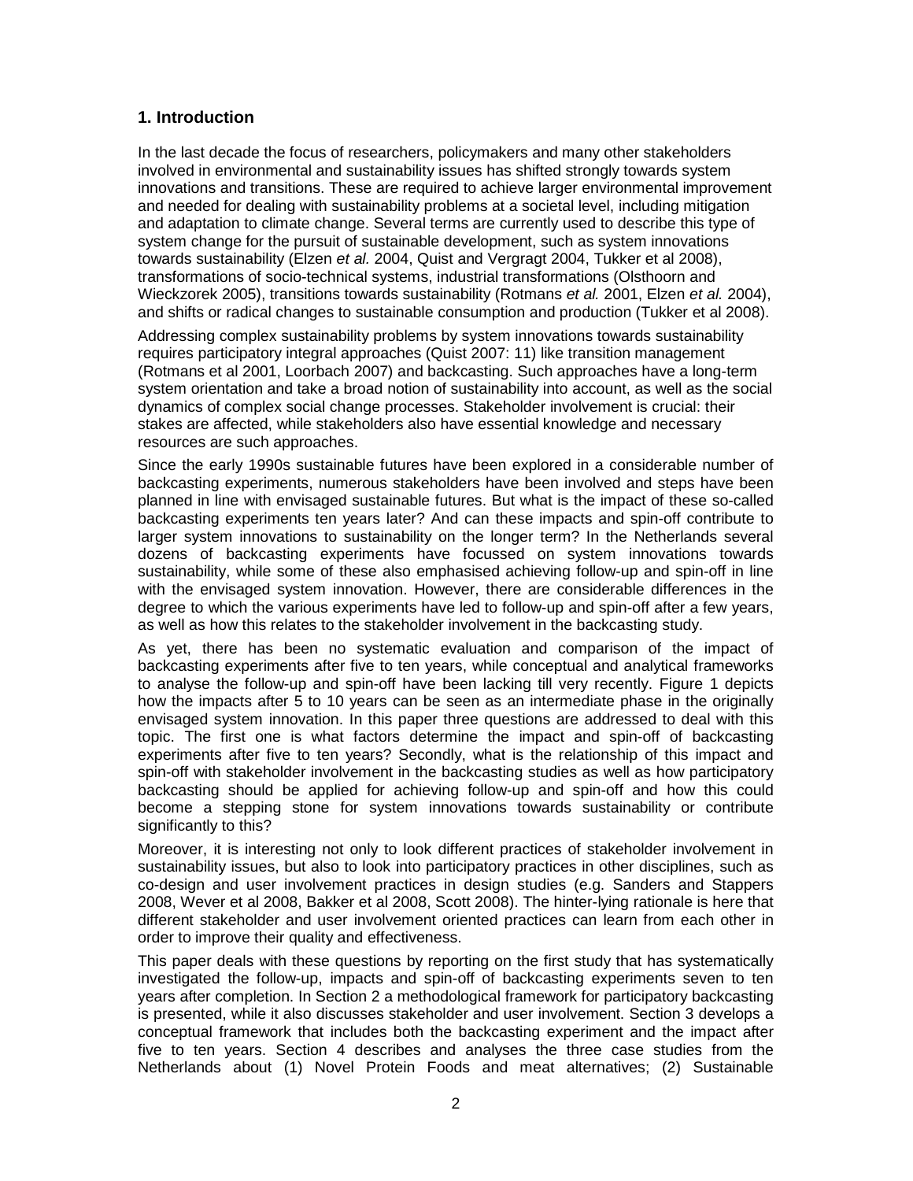## 1. Introduction

In the last decade the focus of researchers, policymakers and many other stakeholders involved in environmental and sustainability issues has shifted strongly towards system innovations and transitions. These are required to achieve larger environmental improvement and needed for dealing with sustainability problems at a societal level, including mitigation and adaptation to climate change. Several terms are currently used to describe this type of system change for the pursuit of sustainable development, such as system innovations towards sustainability (Elzen *et al.* 2004, Quist and Vergragt 2004, Tukker et al 2008), transformations of socio-technical systems, industrial transformations (Olsthoorn and Wieckzorek 2005), transitions towards sustainability (Rotmans *et al.* 2001, Elzen *et al.* 2004), and shifts or radical changes to sustainable consumption and production (Tukker et al 2008).

Addressing complex sustainability problems by system innovations towards sustainability requires participatory integral approaches (Quist 2007: 11) like transition management (Rotmans et al 2001, Loorbach 2007) and backcasting. Such approaches have a long-term system orientation and take a broad notion of sustainability into account, as well as the social dynamics of complex social change processes. Stakeholder involvement is crucial: their stakes are affected, while stakeholders also have essential knowledge and necessary resources are such approaches.

Since the early 1990s sustainable futures have been explored in a considerable number of backcasting experiments, numerous stakeholders have been involved and steps have been planned in line with envisaged sustainable futures. But what is the impact of these so-called backcasting experiments ten years later? And can these impacts and spin-off contribute to larger system innovations to sustainability on the longer term? In the Netherlands several dozens of backcasting experiments have focussed on system innovations towards sustainability, while some of these also emphasised achieving follow-up and spin-off in line with the envisaged system innovation. However, there are considerable differences in the degree to which the various experiments have led to follow-up and spin-off after a few years, as well as how this relates to the stakeholder involvement in the backcasting study.

As yet, there has been no systematic evaluation and comparison of the impact of backcasting experiments after five to ten years, while conceptual and analytical frameworks to analyse the follow-up and spin-off have been lacking till very recently. Figure 1 depicts how the impacts after 5 to 10 years can be seen as an intermediate phase in the originally envisaged system innovation. In this paper three questions are addressed to deal with this topic. The first one is what factors determine the impact and spin-off of backcasting experiments after five to ten years? Secondly, what is the relationship of this impact and spin-off with stakeholder involvement in the backcasting studies as well as how participatory backcasting should be applied for achieving follow-up and spin-off and how this could become a stepping stone for system innovations towards sustainability or contribute significantly to this?

Moreover, it is interesting not only to look different practices of stakeholder involvement in sustainability issues, but also to look into participatory practices in other disciplines, such as co-design and user involvement practices in design studies (e.g. Sanders and Stappers 2008, Wever et al 2008, Bakker et al 2008, Scott 2008). The hinter-lying rationale is here that different stakeholder and user involvement oriented practices can learn from each other in order to improve their quality and effectiveness.

This paper deals with these questions by reporting on the first study that has systematically investigated the follow-up, impacts and spin-off of backcasting experiments seven to ten years after completion. In Section 2 a methodological framework for participatory backcasting is presented, while it also discusses stakeholder and user involvement. Section 3 develops a conceptual framework that includes both the backcasting experiment and the impact after five to ten years. Section 4 describes and analyses the three case studies from the Netherlands about (1) Novel Protein Foods and meat alternatives; (2) Sustainable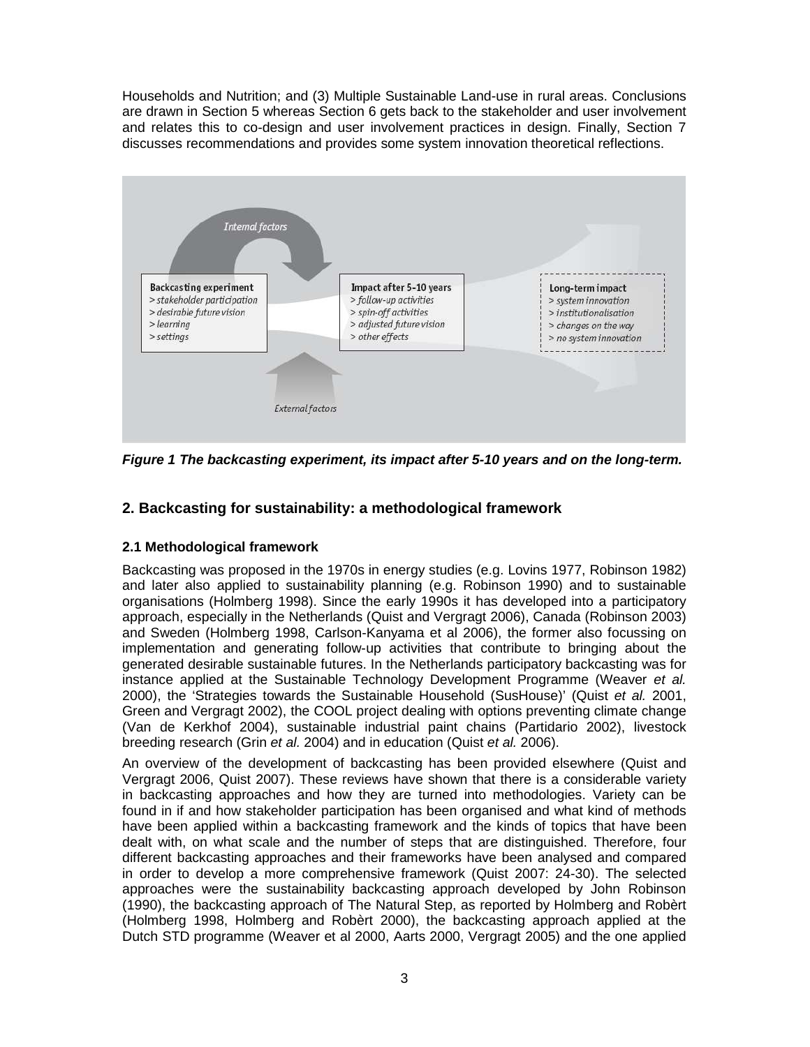Households and Nutrition; and (3) Multiple Sustainable Land-use in rural areas. Conclusions are drawn in Section 5 whereas Section 6 gets back to the stakeholder and user involvement and relates this to co-design and user involvement practices in design. Finally, Section 7 discusses recommendations and provides some system innovation theoretical reflections.

***Figure 1 The backcasting experiment, its impact after 5-10 years and on the long-term.***

## 2. Backcasting for sustainability: a methodological framework

### 2.1 Methodological framework

Backcasting was proposed in the 1970s in energy studies (e.g. Lovins 1977, Robinson 1982) and later also applied to sustainability planning (e.g. Robinson 1990) and to sustainable organisations (Holmberg 1998). Since the early 1990s it has developed into a participatory approach, especially in the Netherlands (Quist and Vergragt 2006), Canada (Robinson 2003) and Sweden (Holmberg 1998, Carlson-Kanyama et al 2006), the former also focussing on implementation and generating follow-up activities that contribute to bringing about the generated desirable sustainable futures. In the Netherlands participatory backcasting was for instance applied at the Sustainable Technology Development Programme (Weaver *et al.* 2000), the 'Strategies towards the Sustainable Household (SusHouse)' (Quist *et al.* 2001, Green and Vergragt 2002), the COOL project dealing with options preventing climate change (Van de Kerkhof 2004), sustainable industrial paint chains (Partidario 2002), livestock breeding research (Grin *et al.* 2004) and in education (Quist *et al.* 2006).

An overview of the development of backcasting has been provided elsewhere (Quist and Vergragt 2006, Quist 2007). These reviews have shown that there is a considerable variety in backcasting approaches and how they are turned into methodologies. Variety can be found in if and how stakeholder participation has been organised and what kind of methods have been applied within a backcasting framework and the kinds of topics that have been dealt with, on what scale and the number of steps that are distinguished. Therefore, four different backcasting approaches and their frameworks have been analysed and compared in order to develop a more comprehensive framework (Quist 2007: 24-30). The selected approaches were the sustainability backcasting approach developed by John Robinson (1990), the backcasting approach of The Natural Step, as reported by Holmberg and Robèrt (Holmberg 1998, Holmberg and Robèrt 2000), the backcasting approach applied at the Dutch STD programme (Weaver et al 2000, Aarts 2000, Vergragt 2005) and the one applied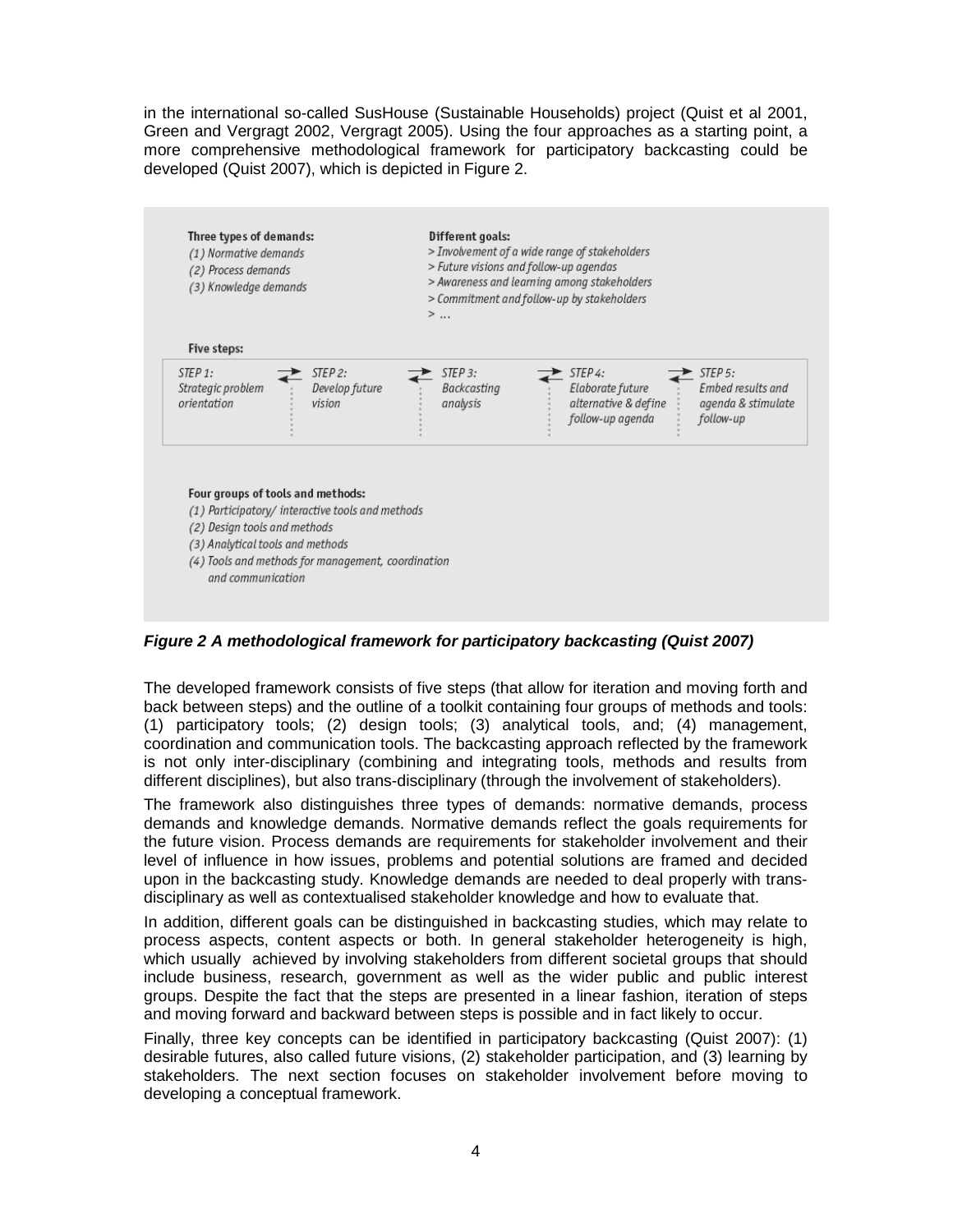in the international so-called SusHouse (Sustainable Households) project (Quist et al 2001, Green and Vergragt 2002, Vergragt 2005). Using the four approaches as a starting point, a more comprehensive methodological framework for participatory backcasting could be developed (Quist 2007), which is depicted in Figure 2.

**Three types of demands:**
*(1) Normative demands*
*(2) Process demands*
*(3) Knowledge demands*

**Different goals:**
*> Involvement of a wide range of stakeholders*
*> Future visions and follow-up agendas*
*> Awareness and learning among stakeholders*
*> Commitment and follow-up by stakeholders*
*> ...*

**Five steps:**

| *STEP 1: Strategic problem orientation* | ⇄ | *STEP 2: Develop future vision* | ⇄ | *STEP 3: Backcasting analysis* | ⇄ | *STEP 4: Elaborate future alternative & define follow-up agenda* | ⇄ | *STEP 5: Embed results and agenda & stimulate follow-up* |
|---|---|---|---|---|---|---|---|---|

**Four groups of tools and methods:**
*(1) Participatory/ interactive tools and methods*
*(2) Design tools and methods*
*(3) Analytical tools and methods*
*(4) Tools and methods for management, coordination and communication*

***Figure 2 A methodological framework for participatory backcasting (Quist 2007)***

The developed framework consists of five steps (that allow for iteration and moving forth and back between steps) and the outline of a toolkit containing four groups of methods and tools: (1) participatory tools; (2) design tools; (3) analytical tools, and; (4) management, coordination and communication tools. The backcasting approach reflected by the framework is not only inter-disciplinary (combining and integrating tools, methods and results from different disciplines), but also trans-disciplinary (through the involvement of stakeholders).

The framework also distinguishes three types of demands: normative demands, process demands and knowledge demands. Normative demands reflect the goals requirements for the future vision. Process demands are requirements for stakeholder involvement and their level of influence in how issues, problems and potential solutions are framed and decided upon in the backcasting study. Knowledge demands are needed to deal properly with trans-disciplinary as well as contextualised stakeholder knowledge and how to evaluate that.

In addition, different goals can be distinguished in backcasting studies, which may relate to process aspects, content aspects or both. In general stakeholder heterogeneity is high, which usually achieved by involving stakeholders from different societal groups that should include business, research, government as well as the wider public and public interest groups. Despite the fact that the steps are presented in a linear fashion, iteration of steps and moving forward and backward between steps is possible and in fact likely to occur.

Finally, three key concepts can be identified in participatory backcasting (Quist 2007): (1) desirable futures, also called future visions, (2) stakeholder participation, and (3) learning by stakeholders. The next section focuses on stakeholder involvement before moving to developing a conceptual framework.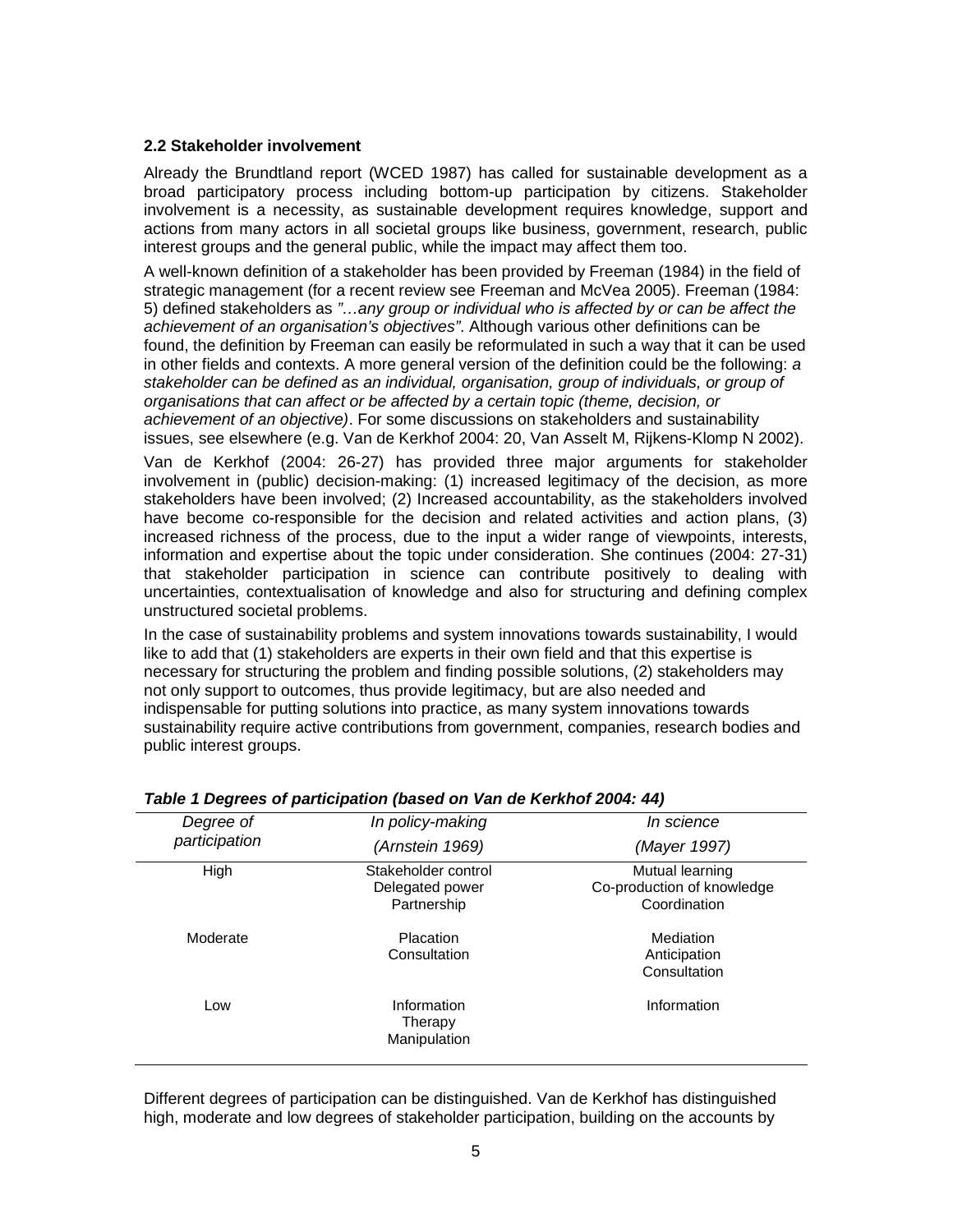### 2.2 Stakeholder involvement

Already the Brundtland report (WCED 1987) has called for sustainable development as a broad participatory process including bottom-up participation by citizens. Stakeholder involvement is a necessity, as sustainable development requires knowledge, support and actions from many actors in all societal groups like business, government, research, public interest groups and the general public, while the impact may affect them too.

A well-known definition of a stakeholder has been provided by Freeman (1984) in the field of strategic management (for a recent review see Freeman and McVea 2005). Freeman (1984: 5) defined stakeholders as *"…any group or individual who is affected by or can be affect the achievement of an organisation's objectives"*. Although various other definitions can be found, the definition by Freeman can easily be reformulated in such a way that it can be used in other fields and contexts. A more general version of the definition could be the following: *a stakeholder can be defined as an individual, organisation, group of individuals, or group of organisations that can affect or be affected by a certain topic (theme, decision, or achievement of an objective)*. For some discussions on stakeholders and sustainability issues, see elsewhere (e.g. Van de Kerkhof 2004: 20, Van Asselt M, Rijkens-Klomp N 2002).

Van de Kerkhof (2004: 26-27) has provided three major arguments for stakeholder involvement in (public) decision-making: (1) increased legitimacy of the decision, as more stakeholders have been involved; (2) Increased accountability, as the stakeholders involved have become co-responsible for the decision and related activities and action plans, (3) increased richness of the process, due to the input a wider range of viewpoints, interests, information and expertise about the topic under consideration. She continues (2004: 27-31) that stakeholder participation in science can contribute positively to dealing with uncertainties, contextualisation of knowledge and also for structuring and defining complex unstructured societal problems.

In the case of sustainability problems and system innovations towards sustainability, I would like to add that (1) stakeholders are experts in their own field and that this expertise is necessary for structuring the problem and finding possible solutions, (2) stakeholders may not only support to outcomes, thus provide legitimacy, but are also needed and indispensable for putting solutions into practice, as many system innovations towards sustainability require active contributions from government, companies, research bodies and public interest groups.

***Table 1 Degrees of participation (based on Van de Kerkhof 2004: 44)***

| *Degree of participation* | *In policy-making (Arnstein 1969)* | *In science (Mayer 1997)* |
|---|---|---|
| High | Stakeholder control<br>Delegated power<br>Partnership | Mutual learning<br>Co-production of knowledge<br>Coordination |
| Moderate | Placation<br>Consultation | Mediation<br>Anticipation<br>Consultation |
| Low | Information<br>Therapy<br>Manipulation | Information |

Different degrees of participation can be distinguished. Van de Kerkhof has distinguished high, moderate and low degrees of stakeholder participation, building on the accounts by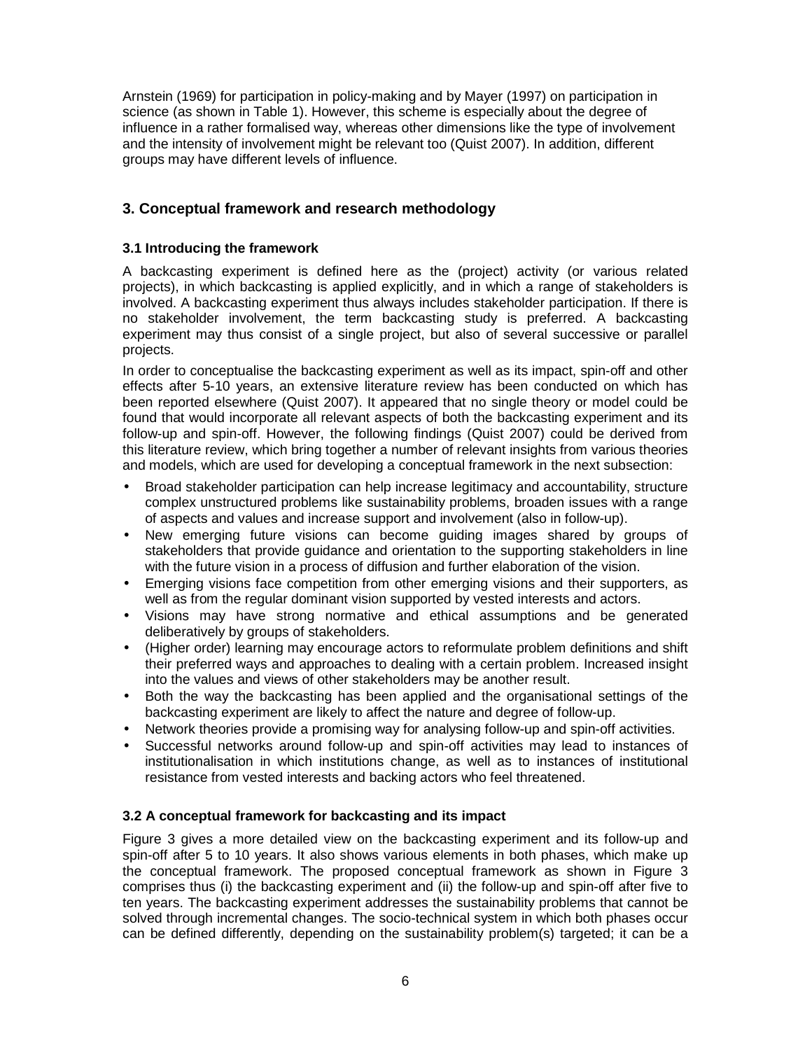Arnstein (1969) for participation in policy-making and by Mayer (1997) on participation in science (as shown in Table 1). However, this scheme is especially about the degree of influence in a rather formalised way, whereas other dimensions like the type of involvement and the intensity of involvement might be relevant too (Quist 2007). In addition, different groups may have different levels of influence.

## 3. Conceptual framework and research methodology

### 3.1 Introducing the framework

A backcasting experiment is defined here as the (project) activity (or various related projects), in which backcasting is applied explicitly, and in which a range of stakeholders is involved. A backcasting experiment thus always includes stakeholder participation. If there is no stakeholder involvement, the term backcasting study is preferred. A backcasting experiment may thus consist of a single project, but also of several successive or parallel projects.

In order to conceptualise the backcasting experiment as well as its impact, spin-off and other effects after 5-10 years, an extensive literature review has been conducted on which has been reported elsewhere (Quist 2007). It appeared that no single theory or model could be found that would incorporate all relevant aspects of both the backcasting experiment and its follow-up and spin-off. However, the following findings (Quist 2007) could be derived from this literature review, which bring together a number of relevant insights from various theories and models, which are used for developing a conceptual framework in the next subsection:

- Broad stakeholder participation can help increase legitimacy and accountability, structure complex unstructured problems like sustainability problems, broaden issues with a range of aspects and values and increase support and involvement (also in follow-up).
- New emerging future visions can become guiding images shared by groups of stakeholders that provide guidance and orientation to the supporting stakeholders in line with the future vision in a process of diffusion and further elaboration of the vision.
- Emerging visions face competition from other emerging visions and their supporters, as well as from the regular dominant vision supported by vested interests and actors.
- Visions may have strong normative and ethical assumptions and be generated deliberatively by groups of stakeholders.
- (Higher order) learning may encourage actors to reformulate problem definitions and shift their preferred ways and approaches to dealing with a certain problem. Increased insight into the values and views of other stakeholders may be another result.
- Both the way the backcasting has been applied and the organisational settings of the backcasting experiment are likely to affect the nature and degree of follow-up.
- Network theories provide a promising way for analysing follow-up and spin-off activities.
- Successful networks around follow-up and spin-off activities may lead to instances of institutionalisation in which institutions change, as well as to instances of institutional resistance from vested interests and backing actors who feel threatened.

### 3.2 A conceptual framework for backcasting and its impact

Figure 3 gives a more detailed view on the backcasting experiment and its follow-up and spin-off after 5 to 10 years. It also shows various elements in both phases, which make up the conceptual framework. The proposed conceptual framework as shown in Figure 3 comprises thus (i) the backcasting experiment and (ii) the follow-up and spin-off after five to ten years. The backcasting experiment addresses the sustainability problems that cannot be solved through incremental changes. The socio-technical system in which both phases occur can be defined differently, depending on the sustainability problem(s) targeted; it can be a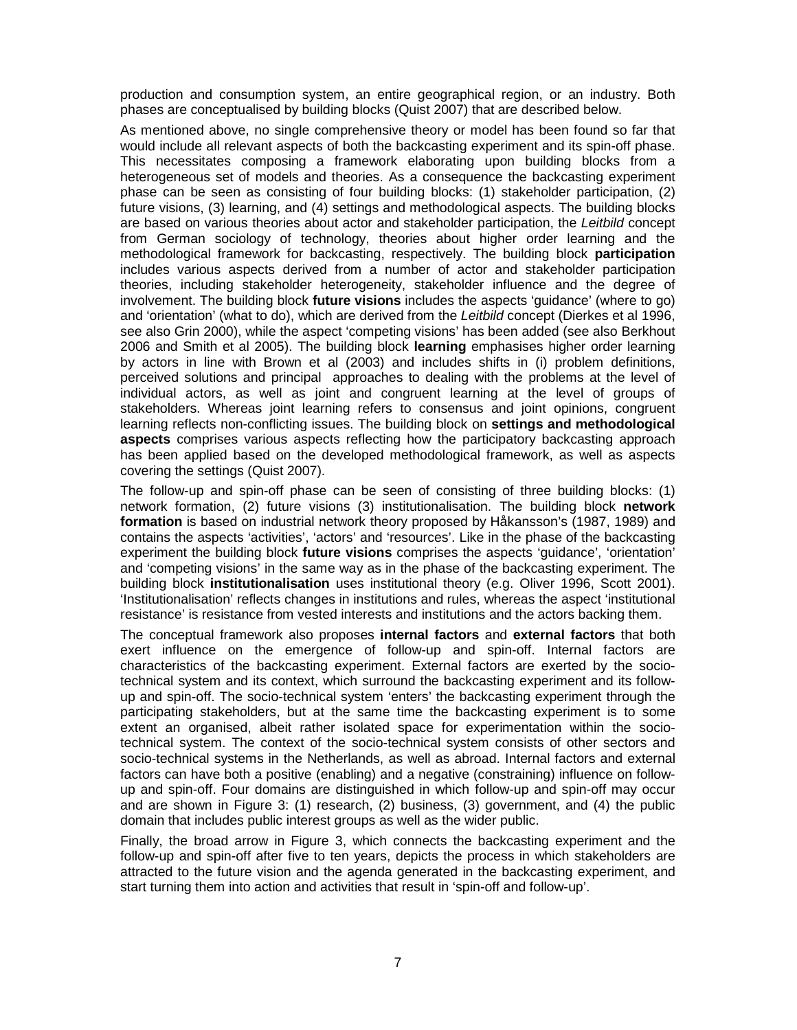production and consumption system, an entire geographical region, or an industry. Both phases are conceptualised by building blocks (Quist 2007) that are described below.

As mentioned above, no single comprehensive theory or model has been found so far that would include all relevant aspects of both the backcasting experiment and its spin-off phase. This necessitates composing a framework elaborating upon building blocks from a heterogeneous set of models and theories. As a consequence the backcasting experiment phase can be seen as consisting of four building blocks: (1) stakeholder participation, (2) future visions, (3) learning, and (4) settings and methodological aspects. The building blocks are based on various theories about actor and stakeholder participation, the *Leitbild* concept from German sociology of technology, theories about higher order learning and the methodological framework for backcasting, respectively. The building block **participation** includes various aspects derived from a number of actor and stakeholder participation theories, including stakeholder heterogeneity, stakeholder influence and the degree of involvement. The building block **future visions** includes the aspects 'guidance' (where to go) and 'orientation' (what to do), which are derived from the *Leitbild* concept (Dierkes et al 1996, see also Grin 2000), while the aspect 'competing visions' has been added (see also Berkhout 2006 and Smith et al 2005). The building block **learning** emphasises higher order learning by actors in line with Brown et al (2003) and includes shifts in (i) problem definitions, perceived solutions and principal approaches to dealing with the problems at the level of individual actors, as well as joint and congruent learning at the level of groups of stakeholders. Whereas joint learning refers to consensus and joint opinions, congruent learning reflects non-conflicting issues. The building block on **settings and methodological aspects** comprises various aspects reflecting how the participatory backcasting approach has been applied based on the developed methodological framework, as well as aspects covering the settings (Quist 2007).

The follow-up and spin-off phase can be seen of consisting of three building blocks: (1) network formation, (2) future visions (3) institutionalisation. The building block **network formation** is based on industrial network theory proposed by Håkansson's (1987, 1989) and contains the aspects 'activities', 'actors' and 'resources'. Like in the phase of the backcasting experiment the building block **future visions** comprises the aspects 'guidance', 'orientation' and 'competing visions' in the same way as in the phase of the backcasting experiment. The building block **institutionalisation** uses institutional theory (e.g. Oliver 1996, Scott 2001). 'Institutionalisation' reflects changes in institutions and rules, whereas the aspect 'institutional resistance' is resistance from vested interests and institutions and the actors backing them.

The conceptual framework also proposes **internal factors** and **external factors** that both exert influence on the emergence of follow-up and spin-off. Internal factors are characteristics of the backcasting experiment. External factors are exerted by the socio-technical system and its context, which surround the backcasting experiment and its follow-up and spin-off. The socio-technical system 'enters' the backcasting experiment through the participating stakeholders, but at the same time the backcasting experiment is to some extent an organised, albeit rather isolated space for experimentation within the socio-technical system. The context of the socio-technical system consists of other sectors and socio-technical systems in the Netherlands, as well as abroad. Internal factors and external factors can have both a positive (enabling) and a negative (constraining) influence on follow-up and spin-off. Four domains are distinguished in which follow-up and spin-off may occur and are shown in Figure 3: (1) research, (2) business, (3) government, and (4) the public domain that includes public interest groups as well as the wider public.

Finally, the broad arrow in Figure 3, which connects the backcasting experiment and the follow-up and spin-off after five to ten years, depicts the process in which stakeholders are attracted to the future vision and the agenda generated in the backcasting experiment, and start turning them into action and activities that result in 'spin-off and follow-up'.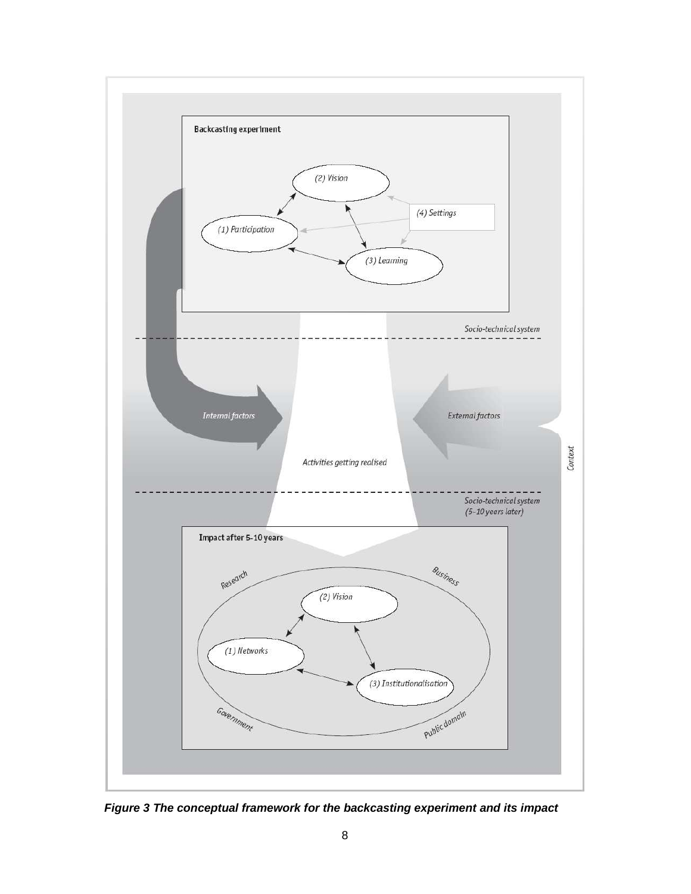*Figure 3 The conceptual framework for the backcasting experiment and its impact*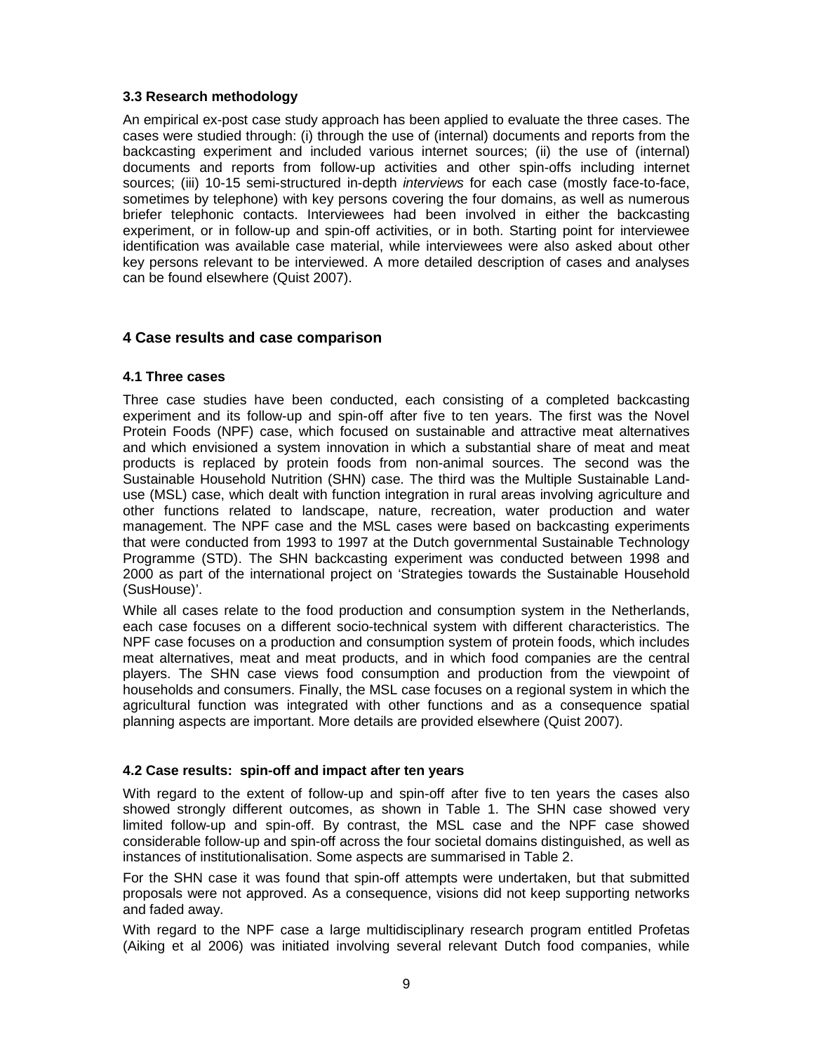### 3.3 Research methodology

An empirical ex-post case study approach has been applied to evaluate the three cases. The cases were studied through: (i) through the use of (internal) documents and reports from the backcasting experiment and included various internet sources; (ii) the use of (internal) documents and reports from follow-up activities and other spin-offs including internet sources; (iii) 10-15 semi-structured in-depth *interviews* for each case (mostly face-to-face, sometimes by telephone) with key persons covering the four domains, as well as numerous briefer telephonic contacts. Interviewees had been involved in either the backcasting experiment, or in follow-up and spin-off activities, or in both. Starting point for interviewee identification was available case material, while interviewees were also asked about other key persons relevant to be interviewed. A more detailed description of cases and analyses can be found elsewhere (Quist 2007).

## 4 Case results and case comparison

### 4.1 Three cases

Three case studies have been conducted, each consisting of a completed backcasting experiment and its follow-up and spin-off after five to ten years. The first was the Novel Protein Foods (NPF) case, which focused on sustainable and attractive meat alternatives and which envisioned a system innovation in which a substantial share of meat and meat products is replaced by protein foods from non-animal sources. The second was the Sustainable Household Nutrition (SHN) case. The third was the Multiple Sustainable Land-use (MSL) case, which dealt with function integration in rural areas involving agriculture and other functions related to landscape, nature, recreation, water production and water management. The NPF case and the MSL cases were based on backcasting experiments that were conducted from 1993 to 1997 at the Dutch governmental Sustainable Technology Programme (STD). The SHN backcasting experiment was conducted between 1998 and 2000 as part of the international project on 'Strategies towards the Sustainable Household (SusHouse)'.

While all cases relate to the food production and consumption system in the Netherlands, each case focuses on a different socio-technical system with different characteristics. The NPF case focuses on a production and consumption system of protein foods, which includes meat alternatives, meat and meat products, and in which food companies are the central players. The SHN case views food consumption and production from the viewpoint of households and consumers. Finally, the MSL case focuses on a regional system in which the agricultural function was integrated with other functions and as a consequence spatial planning aspects are important. More details are provided elsewhere (Quist 2007).

### 4.2 Case results: spin-off and impact after ten years

With regard to the extent of follow-up and spin-off after five to ten years the cases also showed strongly different outcomes, as shown in Table 1. The SHN case showed very limited follow-up and spin-off. By contrast, the MSL case and the NPF case showed considerable follow-up and spin-off across the four societal domains distinguished, as well as instances of institutionalisation. Some aspects are summarised in Table 2.

For the SHN case it was found that spin-off attempts were undertaken, but that submitted proposals were not approved. As a consequence, visions did not keep supporting networks and faded away.

With regard to the NPF case a large multidisciplinary research program entitled Profetas (Aiking et al 2006) was initiated involving several relevant Dutch food companies, while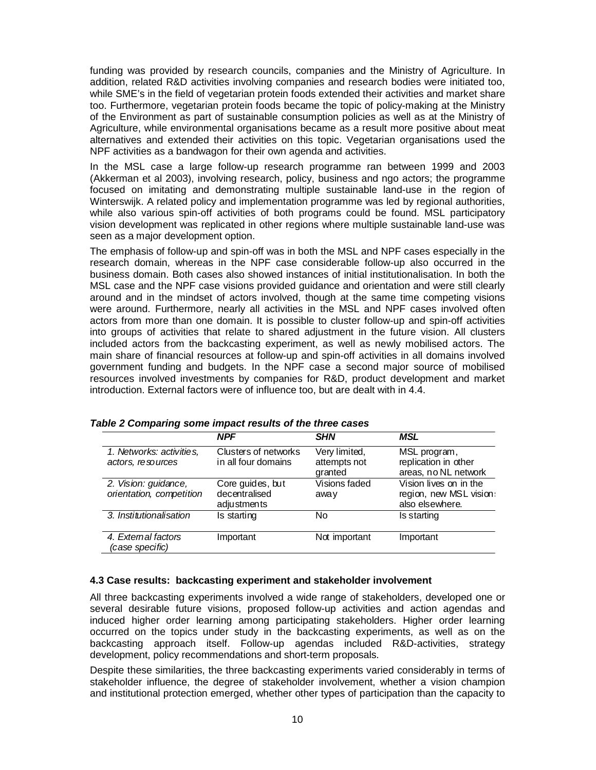funding was provided by research councils, companies and the Ministry of Agriculture. In addition, related R&D activities involving companies and research bodies were initiated too, while SME's in the field of vegetarian protein foods extended their activities and market share too. Furthermore, vegetarian protein foods became the topic of policy-making at the Ministry of the Environment as part of sustainable consumption policies as well as at the Ministry of Agriculture, while environmental organisations became as a result more positive about meat alternatives and extended their activities on this topic. Vegetarian organisations used the NPF activities as a bandwagon for their own agenda and activities.

In the MSL case a large follow-up research programme ran between 1999 and 2003 (Akkerman et al 2003), involving research, policy, business and ngo actors; the programme focused on imitating and demonstrating multiple sustainable land-use in the region of Winterswijk. A related policy and implementation programme was led by regional authorities, while also various spin-off activities of both programs could be found. MSL participatory vision development was replicated in other regions where multiple sustainable land-use was seen as a major development option.

The emphasis of follow-up and spin-off was in both the MSL and NPF cases especially in the research domain, whereas in the NPF case considerable follow-up also occurred in the business domain. Both cases also showed instances of initial institutionalisation. In both the MSL case and the NPF case visions provided guidance and orientation and were still clearly around and in the mindset of actors involved, though at the same time competing visions were around. Furthermore, nearly all activities in the MSL and NPF cases involved often actors from more than one domain. It is possible to cluster follow-up and spin-off activities into groups of activities that relate to shared adjustment in the future vision. All clusters included actors from the backcasting experiment, as well as newly mobilised actors. The main share of financial resources at follow-up and spin-off activities in all domains involved government funding and budgets. In the NPF case a second major source of mobilised resources involved investments by companies for R&D, product development and market introduction. External factors were of influence too, but are dealt with in 4.4.

***Table 2 Comparing some impact results of the three cases***

| | *NPF* | *SHN* | *MSL* |
|---|---|---|---|
| *1. Networks: activities, actors, resources* | Clusters of networks in all four domains | Very limited, attempts not granted | MSL program, replication in other areas, no NL network |
| *2. Vision: guidance, orientation, competition* | Core guides, but decentralised adjustments | Visions faded away | Vision lives on in the region, new MSL visions also elsewhere. |
| *3. Institutionalisation* | Is starting | No | Is starting |
| *4. External factors (case specific)* | Important | Not important | Important |

#### 4.3 Case results: backcasting experiment and stakeholder involvement

All three backcasting experiments involved a wide range of stakeholders, developed one or several desirable future visions, proposed follow-up activities and action agendas and induced higher order learning among participating stakeholders. Higher order learning occurred on the topics under study in the backcasting experiments, as well as on the backcasting approach itself. Follow-up agendas included R&D-activities, strategy development, policy recommendations and short-term proposals.

Despite these similarities, the three backcasting experiments varied considerably in terms of stakeholder influence, the degree of stakeholder involvement, whether a vision champion and institutional protection emerged, whether other types of participation than the capacity to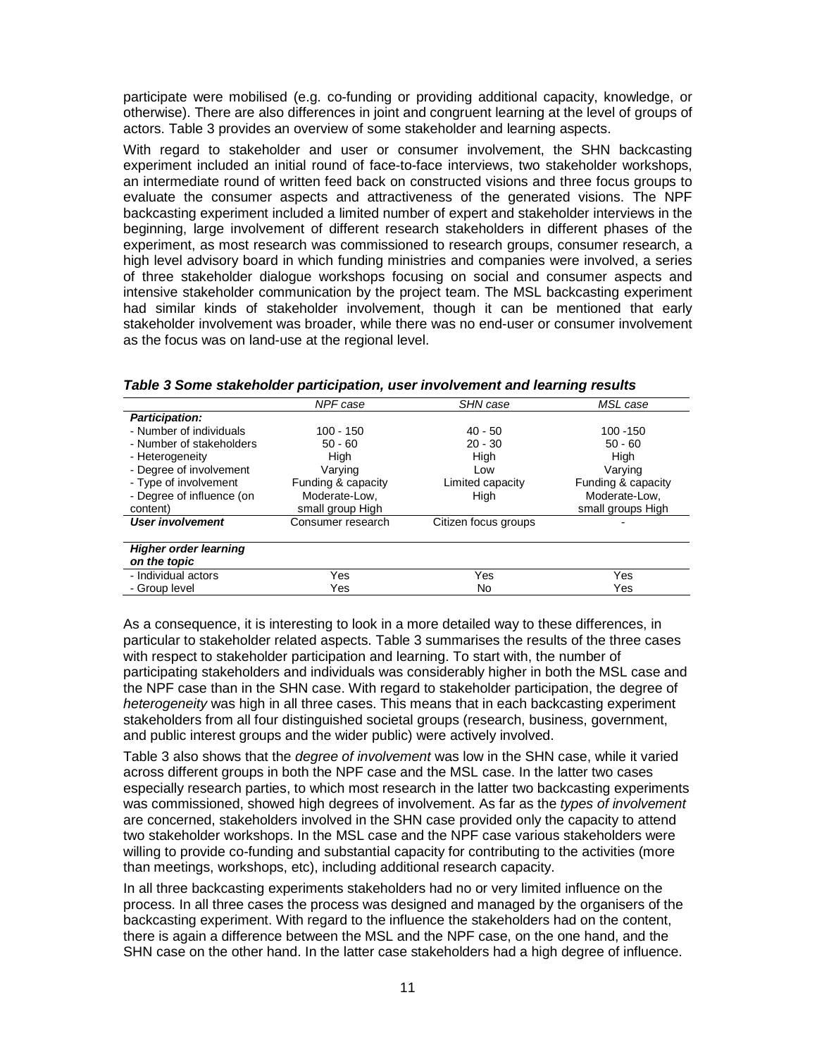participate were mobilised (e.g. co-funding or providing additional capacity, knowledge, or otherwise). There are also differences in joint and congruent learning at the level of groups of actors. Table 3 provides an overview of some stakeholder and learning aspects.

With regard to stakeholder and user or consumer involvement, the SHN backcasting experiment included an initial round of face-to-face interviews, two stakeholder workshops, an intermediate round of written feed back on constructed visions and three focus groups to evaluate the consumer aspects and attractiveness of the generated visions. The NPF backcasting experiment included a limited number of expert and stakeholder interviews in the beginning, large involvement of different research stakeholders in different phases of the experiment, as most research was commissioned to research groups, consumer research, a high level advisory board in which funding ministries and companies were involved, a series of three stakeholder dialogue workshops focusing on social and consumer aspects and intensive stakeholder communication by the project team. The MSL backcasting experiment had similar kinds of stakeholder involvement, though it can be mentioned that early stakeholder involvement was broader, while there was no end-user or consumer involvement as the focus was on land-use at the regional level.

***Table 3 Some stakeholder participation, user involvement and learning results***

| | *NPF case* | *SHN case* | *MSL case* |
|---|---|---|---|
| ***Participation:*** | | | |
| - Number of individuals | 100 - 150 | 40 - 50 | 100 -150 |
| - Number of stakeholders | 50 - 60 | 20 - 30 | 50 - 60 |
| - Heterogeneity | High | High | High |
| - Degree of involvement | Varying | Low | Varying |
| - Type of involvement | Funding & capacity | Limited capacity | Funding & capacity |
| - Degree of influence (on content) | Moderate-Low, small group High | High | Moderate-Low, small groups High |
| ***User involvement*** | Consumer research | Citizen focus groups | - |
| ***Higher order learning on the topic*** | | | |
| - Individual actors | Yes | Yes | Yes |
| - Group level | Yes | No | Yes |

As a consequence, it is interesting to look in a more detailed way to these differences, in particular to stakeholder related aspects. Table 3 summarises the results of the three cases with respect to stakeholder participation and learning. To start with, the number of participating stakeholders and individuals was considerably higher in both the MSL case and the NPF case than in the SHN case. With regard to stakeholder participation, the degree of *heterogeneity* was high in all three cases. This means that in each backcasting experiment stakeholders from all four distinguished societal groups (research, business, government, and public interest groups and the wider public) were actively involved.

Table 3 also shows that the *degree of involvement* was low in the SHN case, while it varied across different groups in both the NPF case and the MSL case. In the latter two cases especially research parties, to which most research in the latter two backcasting experiments was commissioned, showed high degrees of involvement. As far as the *types of involvement* are concerned, stakeholders involved in the SHN case provided only the capacity to attend two stakeholder workshops. In the MSL case and the NPF case various stakeholders were willing to provide co-funding and substantial capacity for contributing to the activities (more than meetings, workshops, etc), including additional research capacity.

In all three backcasting experiments stakeholders had no or very limited influence on the process. In all three cases the process was designed and managed by the organisers of the backcasting experiment. With regard to the influence the stakeholders had on the content, there is again a difference between the MSL and the NPF case, on the one hand, and the SHN case on the other hand. In the latter case stakeholders had a high degree of influence.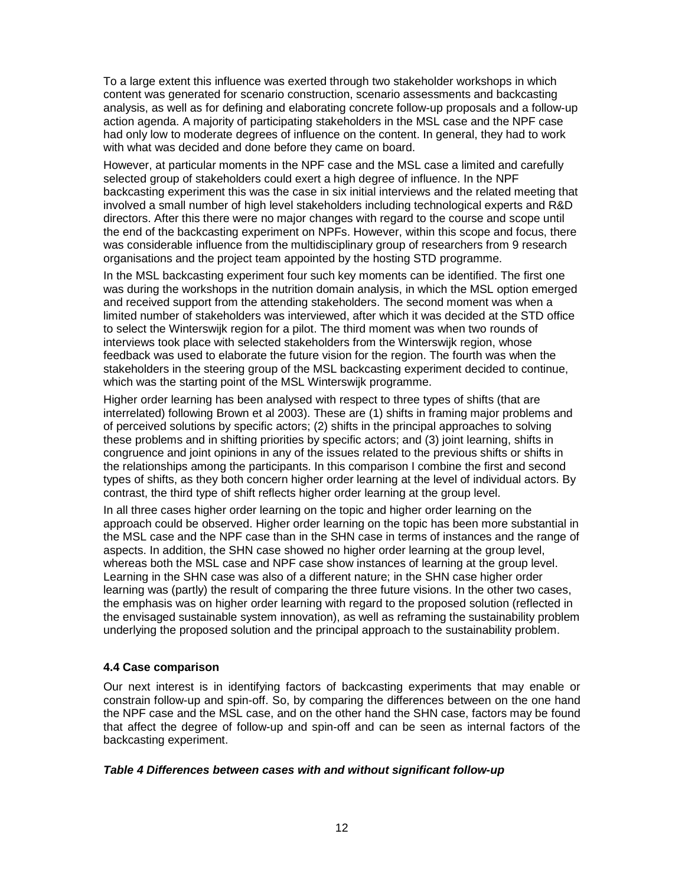To a large extent this influence was exerted through two stakeholder workshops in which content was generated for scenario construction, scenario assessments and backcasting analysis, as well as for defining and elaborating concrete follow-up proposals and a follow-up action agenda. A majority of participating stakeholders in the MSL case and the NPF case had only low to moderate degrees of influence on the content. In general, they had to work with what was decided and done before they came on board.

However, at particular moments in the NPF case and the MSL case a limited and carefully selected group of stakeholders could exert a high degree of influence. In the NPF backcasting experiment this was the case in six initial interviews and the related meeting that involved a small number of high level stakeholders including technological experts and R&D directors. After this there were no major changes with regard to the course and scope until the end of the backcasting experiment on NPFs. However, within this scope and focus, there was considerable influence from the multidisciplinary group of researchers from 9 research organisations and the project team appointed by the hosting STD programme.

In the MSL backcasting experiment four such key moments can be identified. The first one was during the workshops in the nutrition domain analysis, in which the MSL option emerged and received support from the attending stakeholders. The second moment was when a limited number of stakeholders was interviewed, after which it was decided at the STD office to select the Winterswijk region for a pilot. The third moment was when two rounds of interviews took place with selected stakeholders from the Winterswijk region, whose feedback was used to elaborate the future vision for the region. The fourth was when the stakeholders in the steering group of the MSL backcasting experiment decided to continue, which was the starting point of the MSL Winterswijk programme.

Higher order learning has been analysed with respect to three types of shifts (that are interrelated) following Brown et al 2003). These are (1) shifts in framing major problems and of perceived solutions by specific actors; (2) shifts in the principal approaches to solving these problems and in shifting priorities by specific actors; and (3) joint learning, shifts in congruence and joint opinions in any of the issues related to the previous shifts or shifts in the relationships among the participants. In this comparison I combine the first and second types of shifts, as they both concern higher order learning at the level of individual actors. By contrast, the third type of shift reflects higher order learning at the group level.

In all three cases higher order learning on the topic and higher order learning on the approach could be observed. Higher order learning on the topic has been more substantial in the MSL case and the NPF case than in the SHN case in terms of instances and the range of aspects. In addition, the SHN case showed no higher order learning at the group level, whereas both the MSL case and NPF case show instances of learning at the group level. Learning in the SHN case was also of a different nature; in the SHN case higher order learning was (partly) the result of comparing the three future visions. In the other two cases, the emphasis was on higher order learning with regard to the proposed solution (reflected in the envisaged sustainable system innovation), as well as reframing the sustainability problem underlying the proposed solution and the principal approach to the sustainability problem.

### 4.4 Case comparison

Our next interest is in identifying factors of backcasting experiments that may enable or constrain follow-up and spin-off. So, by comparing the differences between on the one hand the NPF case and the MSL case, and on the other hand the SHN case, factors may be found that affect the degree of follow-up and spin-off and can be seen as internal factors of the backcasting experiment.

***Table 4 Differences between cases with and without significant follow-up***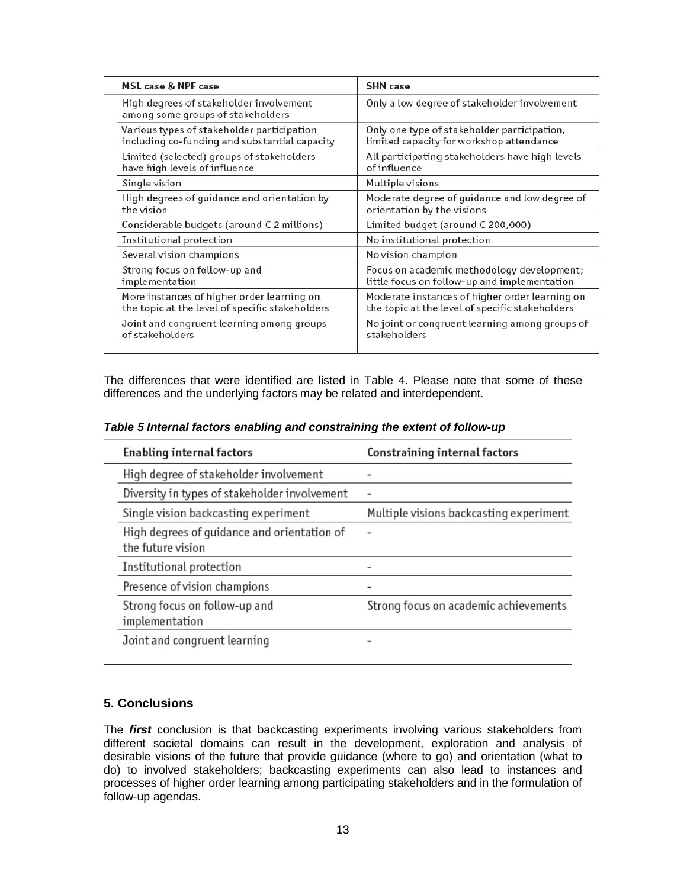| MSL case & NPF case | SHN case |
| --- | --- |
| High degrees of stakeholder involvement among some groups of stakeholders | Only a low degree of stakeholder involvement |
| Various types of stakeholder participation including co-funding and substantial capacity | Only one type of stakeholder participation, limited capacity for workshop attendance |
| Limited (selected) groups of stakeholders have high levels of influence | All participating stakeholders have high levels of influence |
| Single vision | Multiple visions |
| High degrees of guidance and orientation by the vision | Moderate degree of guidance and low degree of orientation by the visions |
| Considerable budgets (around € 2 millions) | Limited budget (around € 200,000) |
| Institutional protection | No institutional protection |
| Several vision champions | No vision champion |
| Strong focus on follow-up and implementation | Focus on academic methodology development; little focus on follow-up and implementation |
| More instances of higher order learning on the topic at the level of specific stakeholders | Moderate instances of higher order learning on the topic at the level of specific stakeholders |
| Joint and congruent learning among groups of stakeholders | No joint or congruent learning among groups of stakeholders |

The differences that were identified are listed in Table 4. Please note that some of these differences and the underlying factors may be related and interdependent.

***Table 5 Internal factors enabling and constraining the extent of follow-up***

| Enabling internal factors | Constraining internal factors |
| --- | --- |
| High degree of stakeholder involvement | - |
| Diversity in types of stakeholder involvement | - |
| Single vision backcasting experiment | Multiple visions backcasting experiment |
| High degrees of guidance and orientation of the future vision | - |
| Institutional protection | - |
| Presence of vision champions | - |
| Strong focus on follow-up and implementation | Strong focus on academic achievements |
| Joint and congruent learning | - |

## 5. Conclusions

The ***first*** conclusion is that backcasting experiments involving various stakeholders from different societal domains can result in the development, exploration and analysis of desirable visions of the future that provide guidance (where to go) and orientation (what to do) to involved stakeholders; backcasting experiments can also lead to instances and processes of higher order learning among participating stakeholders and in the formulation of follow-up agendas.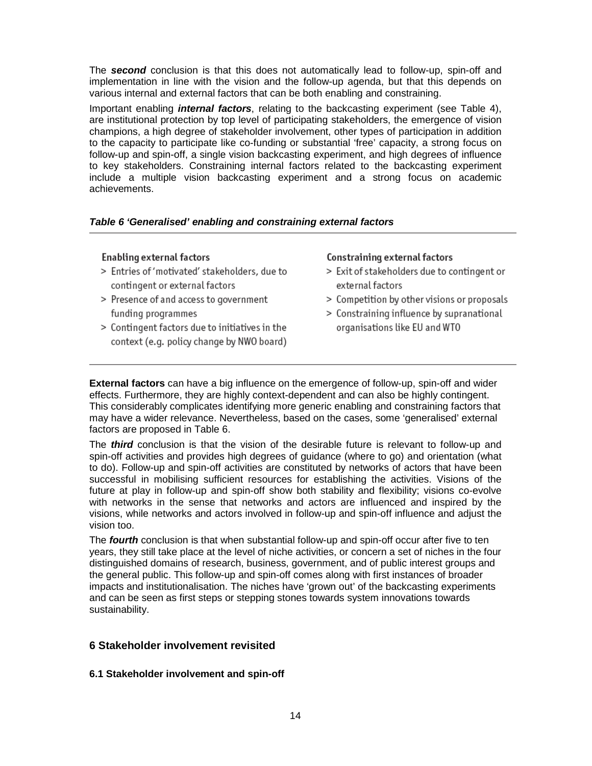The ***second*** conclusion is that this does not automatically lead to follow-up, spin-off and implementation in line with the vision and the follow-up agenda, but that this depends on various internal and external factors that can be both enabling and constraining.

Important enabling ***internal factors***, relating to the backcasting experiment (see Table 4), are institutional protection by top level of participating stakeholders, the emergence of vision champions, a high degree of stakeholder involvement, other types of participation in addition to the capacity to participate like co-funding or substantial 'free' capacity, a strong focus on follow-up and spin-off, a single vision backcasting experiment, and high degrees of influence to key stakeholders. Constraining internal factors related to the backcasting experiment include a multiple vision backcasting experiment and a strong focus on academic achievements.

***Table 6 'Generalised' enabling and constraining external factors***

| Enabling external factors | Constraining external factors |
|---|---|
| > Entries of 'motivated' stakeholders, due to contingent or external factors | > Exit of stakeholders due to contingent or external factors |
| > Presence of and access to government funding programmes | > Competition by other visions or proposals |
| > Contingent factors due to initiatives in the context (e.g. policy change by NWO board) | > Constraining influence by supranational organisations like EU and WTO |

**External factors** can have a big influence on the emergence of follow-up, spin-off and wider effects. Furthermore, they are highly context-dependent and can also be highly contingent. This considerably complicates identifying more generic enabling and constraining factors that may have a wider relevance. Nevertheless, based on the cases, some 'generalised' external factors are proposed in Table 6.

The ***third*** conclusion is that the vision of the desirable future is relevant to follow-up and spin-off activities and provides high degrees of guidance (where to go) and orientation (what to do). Follow-up and spin-off activities are constituted by networks of actors that have been successful in mobilising sufficient resources for establishing the activities. Visions of the future at play in follow-up and spin-off show both stability and flexibility; visions co-evolve with networks in the sense that networks and actors are influenced and inspired by the visions, while networks and actors involved in follow-up and spin-off influence and adjust the vision too.

The ***fourth*** conclusion is that when substantial follow-up and spin-off occur after five to ten years, they still take place at the level of niche activities, or concern a set of niches in the four distinguished domains of research, business, government, and of public interest groups and the general public. This follow-up and spin-off comes along with first instances of broader impacts and institutionalisation. The niches have 'grown out' of the backcasting experiments and can be seen as first steps or stepping stones towards system innovations towards sustainability.

## 6 Stakeholder involvement revisited

### 6.1 Stakeholder involvement and spin-off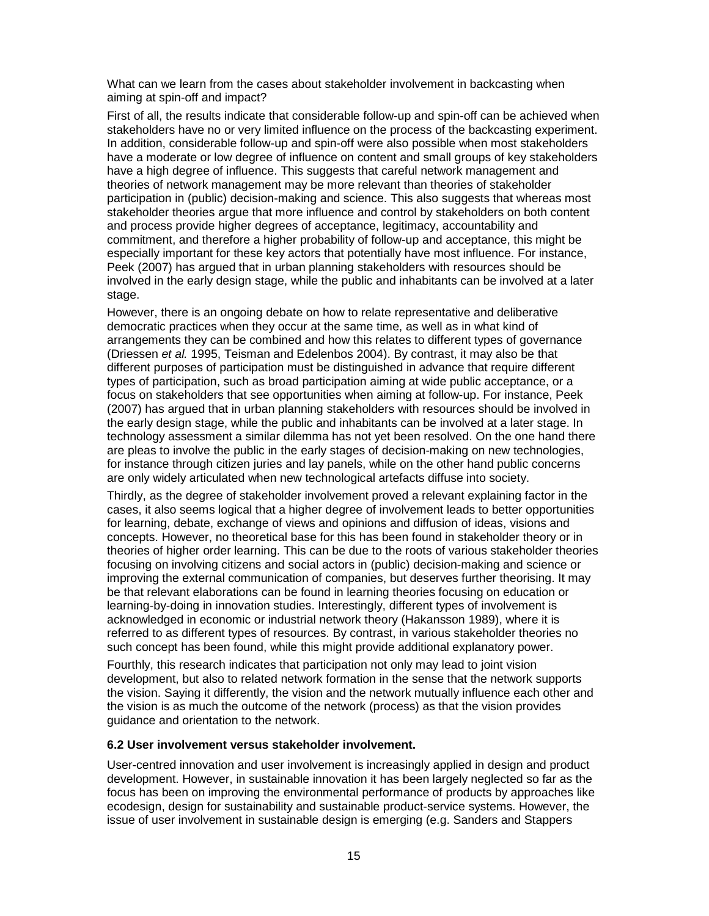What can we learn from the cases about stakeholder involvement in backcasting when aiming at spin-off and impact?

First of all, the results indicate that considerable follow-up and spin-off can be achieved when stakeholders have no or very limited influence on the process of the backcasting experiment. In addition, considerable follow-up and spin-off were also possible when most stakeholders have a moderate or low degree of influence on content and small groups of key stakeholders have a high degree of influence. This suggests that careful network management and theories of network management may be more relevant than theories of stakeholder participation in (public) decision-making and science. This also suggests that whereas most stakeholder theories argue that more influence and control by stakeholders on both content and process provide higher degrees of acceptance, legitimacy, accountability and commitment, and therefore a higher probability of follow-up and acceptance, this might be especially important for these key actors that potentially have most influence. For instance, Peek (2007) has argued that in urban planning stakeholders with resources should be involved in the early design stage, while the public and inhabitants can be involved at a later stage.

However, there is an ongoing debate on how to relate representative and deliberative democratic practices when they occur at the same time, as well as in what kind of arrangements they can be combined and how this relates to different types of governance (Driessen *et al.* 1995, Teisman and Edelenbos 2004). By contrast, it may also be that different purposes of participation must be distinguished in advance that require different types of participation, such as broad participation aiming at wide public acceptance, or a focus on stakeholders that see opportunities when aiming at follow-up. For instance, Peek (2007) has argued that in urban planning stakeholders with resources should be involved in the early design stage, while the public and inhabitants can be involved at a later stage. In technology assessment a similar dilemma has not yet been resolved. On the one hand there are pleas to involve the public in the early stages of decision-making on new technologies, for instance through citizen juries and lay panels, while on the other hand public concerns are only widely articulated when new technological artefacts diffuse into society.

Thirdly, as the degree of stakeholder involvement proved a relevant explaining factor in the cases, it also seems logical that a higher degree of involvement leads to better opportunities for learning, debate, exchange of views and opinions and diffusion of ideas, visions and concepts. However, no theoretical base for this has been found in stakeholder theory or in theories of higher order learning. This can be due to the roots of various stakeholder theories focusing on involving citizens and social actors in (public) decision-making and science or improving the external communication of companies, but deserves further theorising. It may be that relevant elaborations can be found in learning theories focusing on education or learning-by-doing in innovation studies. Interestingly, different types of involvement is acknowledged in economic or industrial network theory (Hakansson 1989), where it is referred to as different types of resources. By contrast, in various stakeholder theories no such concept has been found, while this might provide additional explanatory power.

Fourthly, this research indicates that participation not only may lead to joint vision development, but also to related network formation in the sense that the network supports the vision. Saying it differently, the vision and the network mutually influence each other and the vision is as much the outcome of the network (process) as that the vision provides guidance and orientation to the network.

### 6.2 User involvement versus stakeholder involvement.

User-centred innovation and user involvement is increasingly applied in design and product development. However, in sustainable innovation it has been largely neglected so far as the focus has been on improving the environmental performance of products by approaches like ecodesign, design for sustainability and sustainable product-service systems. However, the issue of user involvement in sustainable design is emerging (e.g. Sanders and Stappers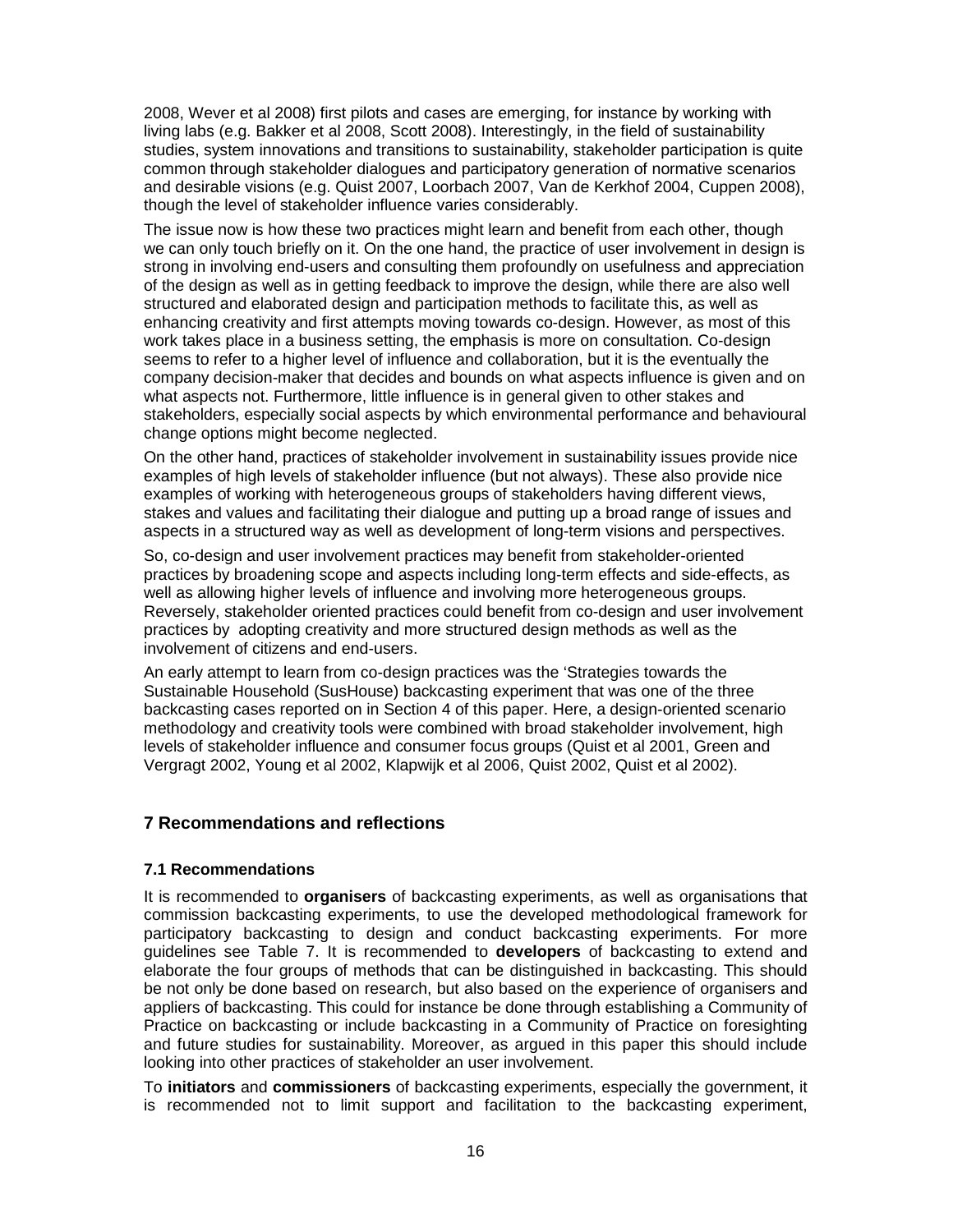2008, Wever et al 2008) first pilots and cases are emerging, for instance by working with living labs (e.g. Bakker et al 2008, Scott 2008). Interestingly, in the field of sustainability studies, system innovations and transitions to sustainability, stakeholder participation is quite common through stakeholder dialogues and participatory generation of normative scenarios and desirable visions (e.g. Quist 2007, Loorbach 2007, Van de Kerkhof 2004, Cuppen 2008), though the level of stakeholder influence varies considerably.

The issue now is how these two practices might learn and benefit from each other, though we can only touch briefly on it. On the one hand, the practice of user involvement in design is strong in involving end-users and consulting them profoundly on usefulness and appreciation of the design as well as in getting feedback to improve the design, while there are also well structured and elaborated design and participation methods to facilitate this, as well as enhancing creativity and first attempts moving towards co-design. However, as most of this work takes place in a business setting, the emphasis is more on consultation. Co-design seems to refer to a higher level of influence and collaboration, but it is the eventually the company decision-maker that decides and bounds on what aspects influence is given and on what aspects not. Furthermore, little influence is in general given to other stakes and stakeholders, especially social aspects by which environmental performance and behavioural change options might become neglected.

On the other hand, practices of stakeholder involvement in sustainability issues provide nice examples of high levels of stakeholder influence (but not always). These also provide nice examples of working with heterogeneous groups of stakeholders having different views, stakes and values and facilitating their dialogue and putting up a broad range of issues and aspects in a structured way as well as development of long-term visions and perspectives.

So, co-design and user involvement practices may benefit from stakeholder-oriented practices by broadening scope and aspects including long-term effects and side-effects, as well as allowing higher levels of influence and involving more heterogeneous groups. Reversely, stakeholder oriented practices could benefit from co-design and user involvement practices by adopting creativity and more structured design methods as well as the involvement of citizens and end-users.

An early attempt to learn from co-design practices was the 'Strategies towards the Sustainable Household (SusHouse) backcasting experiment that was one of the three backcasting cases reported on in Section 4 of this paper. Here, a design-oriented scenario methodology and creativity tools were combined with broad stakeholder involvement, high levels of stakeholder influence and consumer focus groups (Quist et al 2001, Green and Vergragt 2002, Young et al 2002, Klapwijk et al 2006, Quist 2002, Quist et al 2002).

## 7 Recommendations and reflections

### 7.1 Recommendations

It is recommended to **organisers** of backcasting experiments, as well as organisations that commission backcasting experiments, to use the developed methodological framework for participatory backcasting to design and conduct backcasting experiments. For more guidelines see Table 7. It is recommended to **developers** of backcasting to extend and elaborate the four groups of methods that can be distinguished in backcasting. This should be not only be done based on research, but also based on the experience of organisers and appliers of backcasting. This could for instance be done through establishing a Community of Practice on backcasting or include backcasting in a Community of Practice on foresighting and future studies for sustainability. Moreover, as argued in this paper this should include looking into other practices of stakeholder an user involvement.

To **initiators** and **commissioners** of backcasting experiments, especially the government, it is recommended not to limit support and facilitation to the backcasting experiment,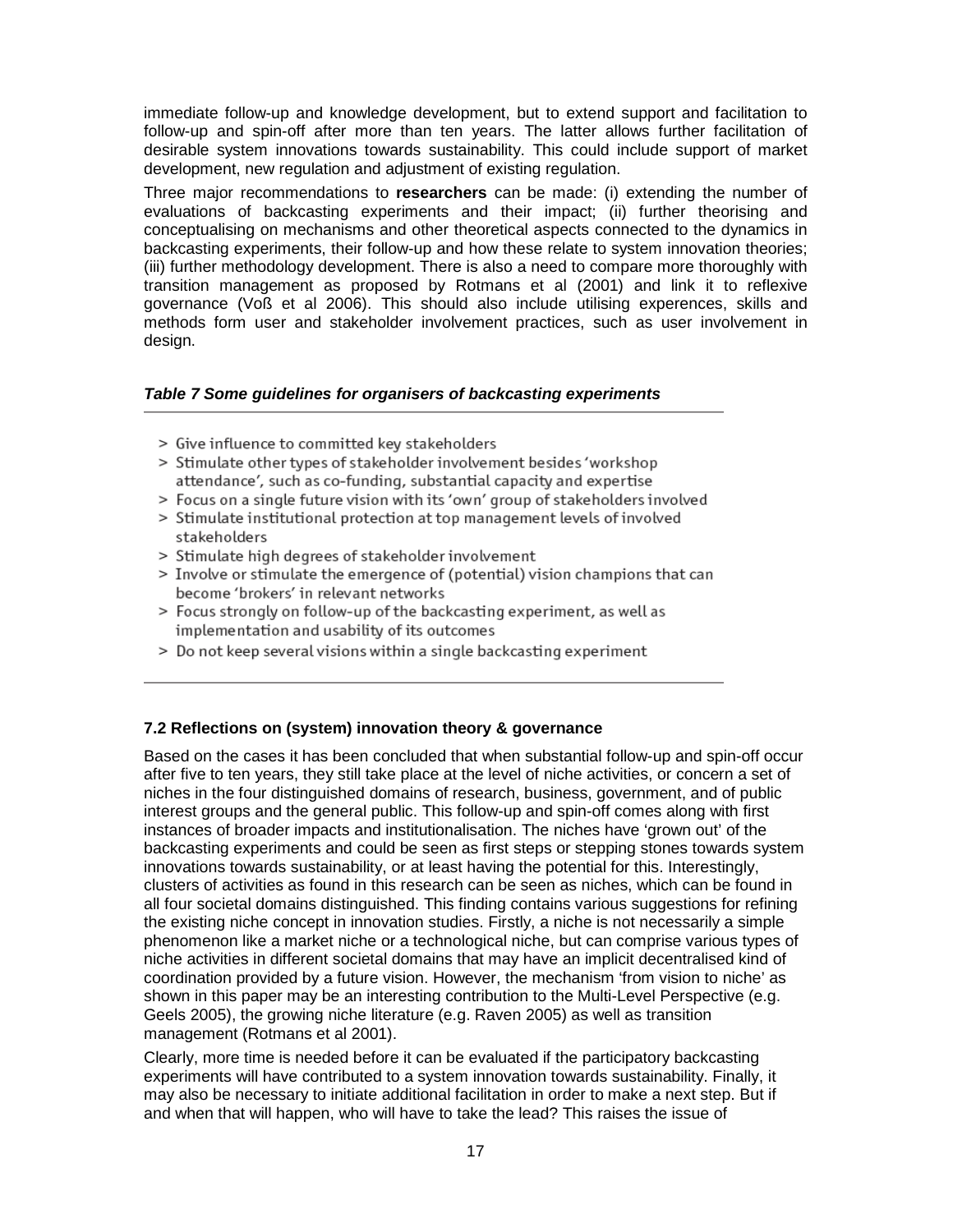immediate follow-up and knowledge development, but to extend support and facilitation to follow-up and spin-off after more than ten years. The latter allows further facilitation of desirable system innovations towards sustainability. This could include support of market development, new regulation and adjustment of existing regulation.

Three major recommendations to **researchers** can be made: (i) extending the number of evaluations of backcasting experiments and their impact; (ii) further theorising and conceptualising on mechanisms and other theoretical aspects connected to the dynamics in backcasting experiments, their follow-up and how these relate to system innovation theories; (iii) further methodology development. There is also a need to compare more thoroughly with transition management as proposed by Rotmans et al (2001) and link it to reflexive governance (Voß et al 2006). This should also include utilising experences, skills and methods form user and stakeholder involvement practices, such as user involvement in design.

***Table 7 Some guidelines for organisers of backcasting experiments***

> Give influence to committed key stakeholders
> Stimulate other types of stakeholder involvement besides 'workshop attendance', such as co-funding, substantial capacity and expertise
> Focus on a single future vision with its 'own' group of stakeholders involved
> Stimulate institutional protection at top management levels of involved stakeholders
> Stimulate high degrees of stakeholder involvement
> Involve or stimulate the emergence of (potential) vision champions that can become 'brokers' in relevant networks
> Focus strongly on follow-up of the backcasting experiment, as well as implementation and usability of its outcomes
> Do not keep several visions within a single backcasting experiment

### 7.2 Reflections on (system) innovation theory & governance

Based on the cases it has been concluded that when substantial follow-up and spin-off occur after five to ten years, they still take place at the level of niche activities, or concern a set of niches in the four distinguished domains of research, business, government, and of public interest groups and the general public. This follow-up and spin-off comes along with first instances of broader impacts and institutionalisation. The niches have 'grown out' of the backcasting experiments and could be seen as first steps or stepping stones towards system innovations towards sustainability, or at least having the potential for this. Interestingly, clusters of activities as found in this research can be seen as niches, which can be found in all four societal domains distinguished. This finding contains various suggestions for refining the existing niche concept in innovation studies. Firstly, a niche is not necessarily a simple phenomenon like a market niche or a technological niche, but can comprise various types of niche activities in different societal domains that may have an implicit decentralised kind of coordination provided by a future vision. However, the mechanism 'from vision to niche' as shown in this paper may be an interesting contribution to the Multi-Level Perspective (e.g. Geels 2005), the growing niche literature (e.g. Raven 2005) as well as transition management (Rotmans et al 2001).

Clearly, more time is needed before it can be evaluated if the participatory backcasting experiments will have contributed to a system innovation towards sustainability. Finally, it may also be necessary to initiate additional facilitation in order to make a next step. But if and when that will happen, who will have to take the lead? This raises the issue of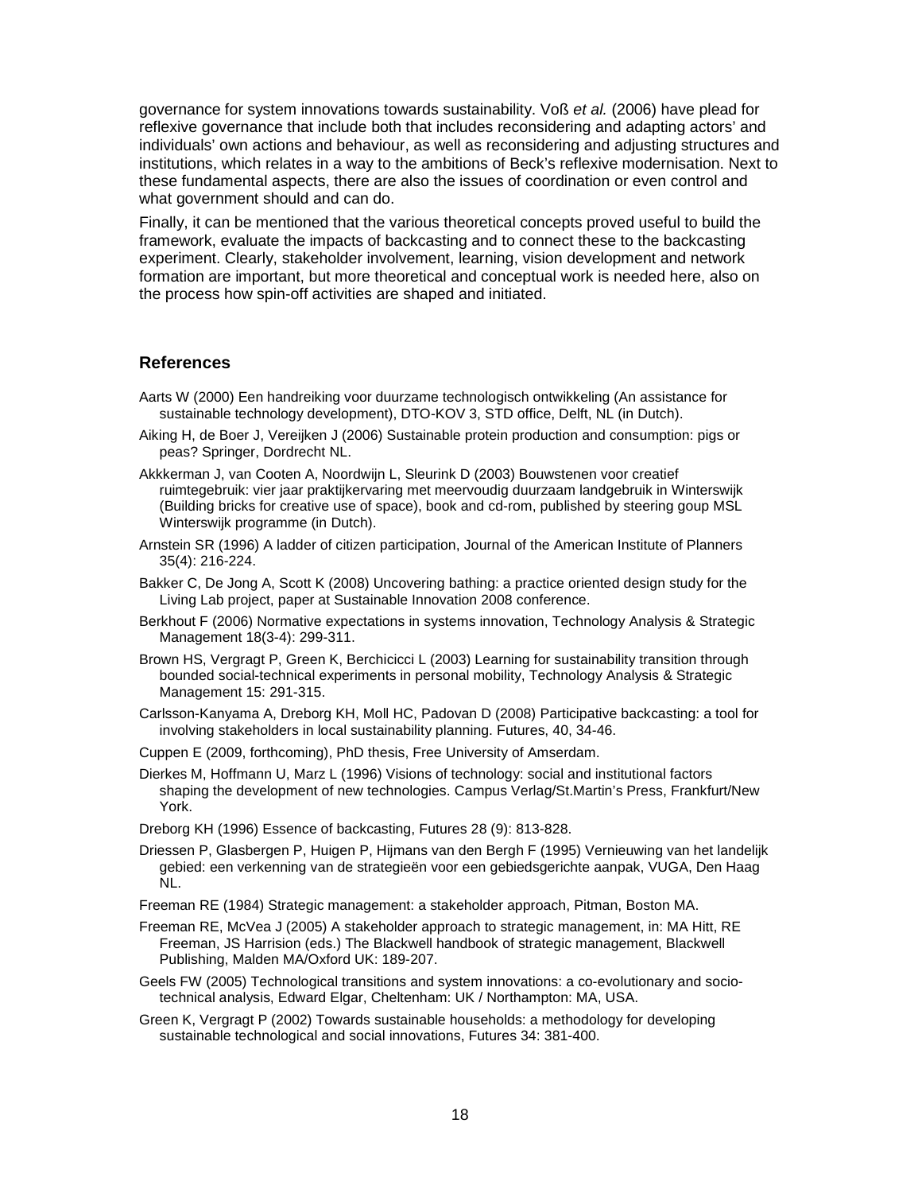governance for system innovations towards sustainability. Voß *et al.* (2006) have plead for reflexive governance that include both that includes reconsidering and adapting actors' and individuals' own actions and behaviour, as well as reconsidering and adjusting structures and institutions, which relates in a way to the ambitions of Beck's reflexive modernisation. Next to these fundamental aspects, there are also the issues of coordination or even control and what government should and can do.

Finally, it can be mentioned that the various theoretical concepts proved useful to build the framework, evaluate the impacts of backcasting and to connect these to the backcasting experiment. Clearly, stakeholder involvement, learning, vision development and network formation are important, but more theoretical and conceptual work is needed here, also on the process how spin-off activities are shaped and initiated.

## References

Aarts W (2000) Een handreiking voor duurzame technologisch ontwikkeling (An assistance for sustainable technology development), DTO-KOV 3, STD office, Delft, NL (in Dutch).

Aiking H, de Boer J, Vereijken J (2006) Sustainable protein production and consumption: pigs or peas? Springer, Dordrecht NL.

Akkkerman J, van Cooten A, Noordwijn L, Sleurink D (2003) Bouwstenen voor creatief ruimtegebruik: vier jaar praktijkervaring met meervoudig duurzaam landgebruik in Winterswijk (Building bricks for creative use of space), book and cd-rom, published by steering goup MSL Winterswijk programme (in Dutch).

Arnstein SR (1996) A ladder of citizen participation, Journal of the American Institute of Planners 35(4): 216-224.

Bakker C, De Jong A, Scott K (2008) Uncovering bathing: a practice oriented design study for the Living Lab project, paper at Sustainable Innovation 2008 conference.

Berkhout F (2006) Normative expectations in systems innovation, Technology Analysis & Strategic Management 18(3-4): 299-311.

Brown HS, Vergragt P, Green K, Berchicicci L (2003) Learning for sustainability transition through bounded social-technical experiments in personal mobility, Technology Analysis & Strategic Management 15: 291-315.

Carlsson-Kanyama A, Dreborg KH, Moll HC, Padovan D (2008) Participative backcasting: a tool for involving stakeholders in local sustainability planning. Futures, 40, 34-46.

Cuppen E (2009, forthcoming), PhD thesis, Free University of Amserdam.

Dierkes M, Hoffmann U, Marz L (1996) Visions of technology: social and institutional factors shaping the development of new technologies. Campus Verlag/St.Martin's Press, Frankfurt/New York.

Dreborg KH (1996) Essence of backcasting, Futures 28 (9): 813-828.

Driessen P, Glasbergen P, Huigen P, Hijmans van den Bergh F (1995) Vernieuwing van het landelijk gebied: een verkenning van de strategieën voor een gebiedsgerichte aanpak, VUGA, Den Haag NL.

Freeman RE (1984) Strategic management: a stakeholder approach, Pitman, Boston MA.

Freeman RE, McVea J (2005) A stakeholder approach to strategic management, in: MA Hitt, RE Freeman, JS Harrision (eds.) The Blackwell handbook of strategic management, Blackwell Publishing, Malden MA/Oxford UK: 189-207.

Geels FW (2005) Technological transitions and system innovations: a co-evolutionary and socio-technical analysis, Edward Elgar, Cheltenham: UK / Northampton: MA, USA.

Green K, Vergragt P (2002) Towards sustainable households: a methodology for developing sustainable technological and social innovations, Futures 34: 381-400.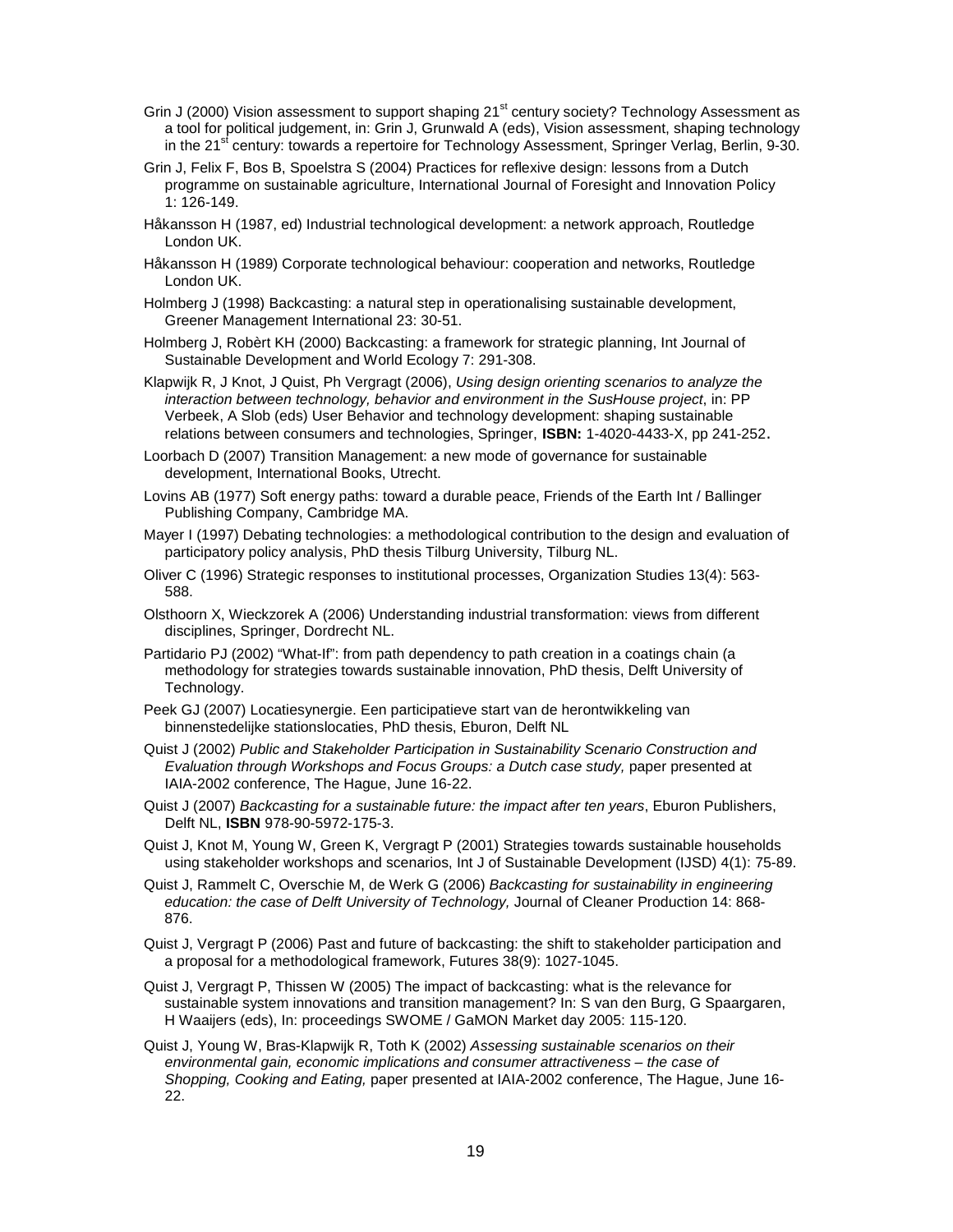Grin J (2000) Vision assessment to support shaping 21st century society? Technology Assessment as a tool for political judgement, in: Grin J, Grunwald A (eds), Vision assessment, shaping technology in the 21st century: towards a repertoire for Technology Assessment, Springer Verlag, Berlin, 9-30.

Grin J, Felix F, Bos B, Spoelstra S (2004) Practices for reflexive design: lessons from a Dutch programme on sustainable agriculture, International Journal of Foresight and Innovation Policy 1: 126-149.

Håkansson H (1987, ed) Industrial technological development: a network approach, Routledge London UK.

Håkansson H (1989) Corporate technological behaviour: cooperation and networks, Routledge London UK.

Holmberg J (1998) Backcasting: a natural step in operationalising sustainable development, Greener Management International 23: 30-51.

Holmberg J, Robèrt KH (2000) Backcasting: a framework for strategic planning, Int Journal of Sustainable Development and World Ecology 7: 291-308.

Klapwijk R, J Knot, J Quist, Ph Vergragt (2006), *Using design orienting scenarios to analyze the interaction between technology, behavior and environment in the SusHouse project*, in: PP Verbeek, A Slob (eds) User Behavior and technology development: shaping sustainable relations between consumers and technologies, Springer, **ISBN:** 1-4020-4433-X, pp 241-252.

Loorbach D (2007) Transition Management: a new mode of governance for sustainable development, International Books, Utrecht.

Lovins AB (1977) Soft energy paths: toward a durable peace, Friends of the Earth Int / Ballinger Publishing Company, Cambridge MA.

Mayer I (1997) Debating technologies: a methodological contribution to the design and evaluation of participatory policy analysis, PhD thesis Tilburg University, Tilburg NL.

Oliver C (1996) Strategic responses to institutional processes, Organization Studies 13(4): 563-588.

Olsthoorn X, Wieckzorek A (2006) Understanding industrial transformation: views from different disciplines, Springer, Dordrecht NL.

Partidario PJ (2002) "What-If": from path dependency to path creation in a coatings chain (a methodology for strategies towards sustainable innovation, PhD thesis, Delft University of Technology.

Peek GJ (2007) Locatiesynergie. Een participatieve start van de herontwikkeling van binnenstedelijke stationslocaties, PhD thesis, Eburon, Delft NL

Quist J (2002) *Public and Stakeholder Participation in Sustainability Scenario Construction and Evaluation through Workshops and Focus Groups: a Dutch case study,* paper presented at IAIA-2002 conference, The Hague, June 16-22.

Quist J (2007) *Backcasting for a sustainable future: the impact after ten years*, Eburon Publishers, Delft NL, **ISBN** 978-90-5972-175-3.

Quist J, Knot M, Young W, Green K, Vergragt P (2001) Strategies towards sustainable households using stakeholder workshops and scenarios, Int J of Sustainable Development (IJSD) 4(1): 75-89.

Quist J, Rammelt C, Overschie M, de Werk G (2006) *Backcasting for sustainability in engineering education: the case of Delft University of Technology,* Journal of Cleaner Production 14: 868-876.

Quist J, Vergragt P (2006) Past and future of backcasting: the shift to stakeholder participation and a proposal for a methodological framework, Futures 38(9): 1027-1045.

Quist J, Vergragt P, Thissen W (2005) The impact of backcasting: what is the relevance for sustainable system innovations and transition management? In: S van den Burg, G Spaargaren, H Waaijers (eds), In: proceedings SWOME / GaMON Market day 2005: 115-120.

Quist J, Young W, Bras-Klapwijk R, Toth K (2002) *Assessing sustainable scenarios on their environmental gain, economic implications and consumer attractiveness – the case of Shopping, Cooking and Eating,* paper presented at IAIA-2002 conference, The Hague, June 16-22.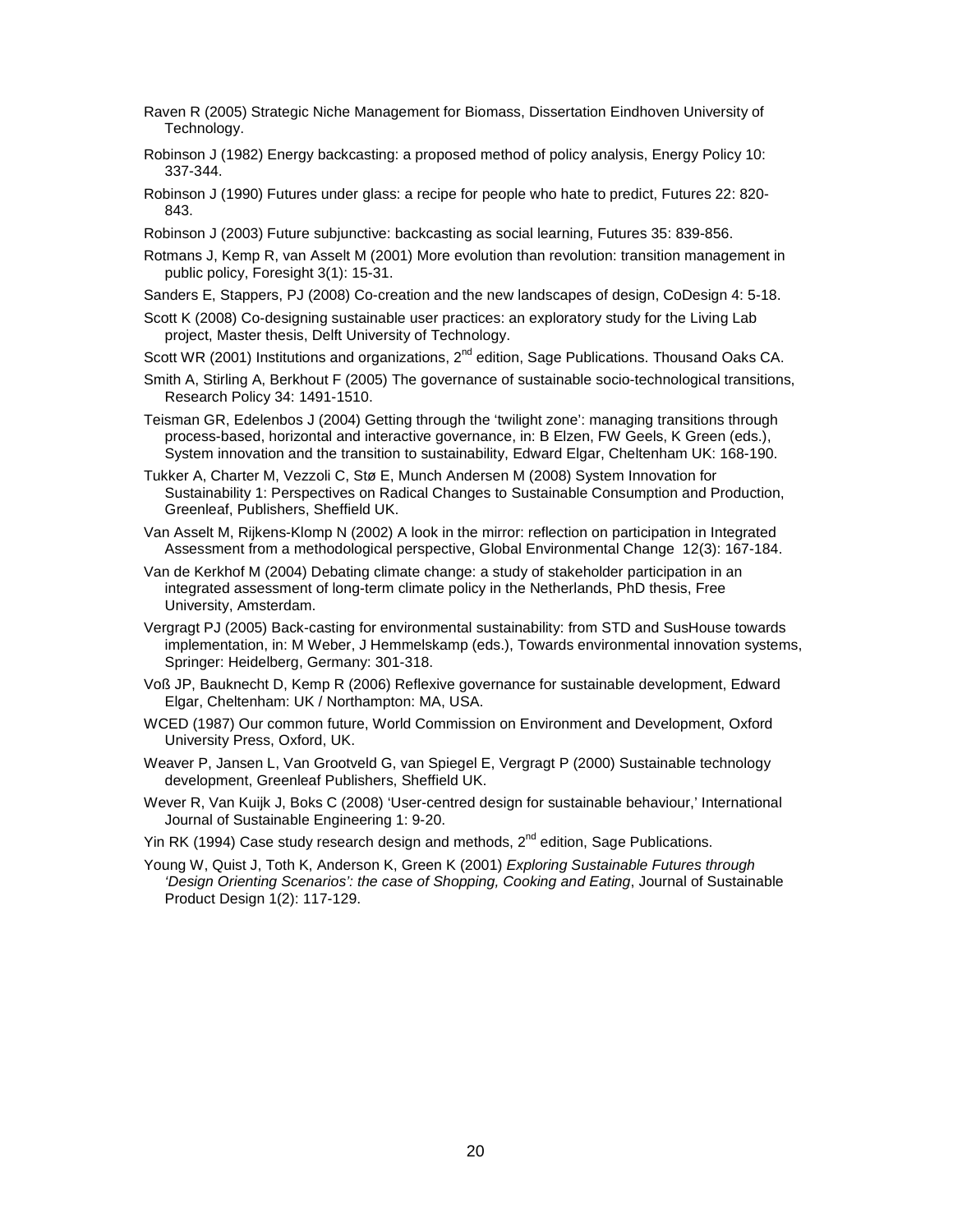Raven R (2005) Strategic Niche Management for Biomass, Dissertation Eindhoven University of Technology.

Robinson J (1982) Energy backcasting: a proposed method of policy analysis, Energy Policy 10: 337-344.

Robinson J (1990) Futures under glass: a recipe for people who hate to predict, Futures 22: 820-843.

Robinson J (2003) Future subjunctive: backcasting as social learning, Futures 35: 839-856.

Rotmans J, Kemp R, van Asselt M (2001) More evolution than revolution: transition management in public policy, Foresight 3(1): 15-31.

Sanders E, Stappers, PJ (2008) Co-creation and the new landscapes of design, CoDesign 4: 5-18.

Scott K (2008) Co-designing sustainable user practices: an exploratory study for the Living Lab project, Master thesis, Delft University of Technology.

Scott WR (2001) Institutions and organizations, 2nd edition, Sage Publications. Thousand Oaks CA.

Smith A, Stirling A, Berkhout F (2005) The governance of sustainable socio-technological transitions, Research Policy 34: 1491-1510.

Teisman GR, Edelenbos J (2004) Getting through the 'twilight zone': managing transitions through process-based, horizontal and interactive governance, in: B Elzen, FW Geels, K Green (eds.), System innovation and the transition to sustainability, Edward Elgar, Cheltenham UK: 168-190.

Tukker A, Charter M, Vezzoli C, Stø E, Munch Andersen M (2008) System Innovation for Sustainability 1: Perspectives on Radical Changes to Sustainable Consumption and Production, Greenleaf, Publishers, Sheffield UK.

Van Asselt M, Rijkens-Klomp N (2002) A look in the mirror: reflection on participation in Integrated Assessment from a methodological perspective, Global Environmental Change 12(3): 167-184.

Van de Kerkhof M (2004) Debating climate change: a study of stakeholder participation in an integrated assessment of long-term climate policy in the Netherlands, PhD thesis, Free University, Amsterdam.

Vergragt PJ (2005) Back-casting for environmental sustainability: from STD and SusHouse towards implementation, in: M Weber, J Hemmelskamp (eds.), Towards environmental innovation systems, Springer: Heidelberg, Germany: 301-318.

Voß JP, Bauknecht D, Kemp R (2006) Reflexive governance for sustainable development, Edward Elgar, Cheltenham: UK / Northampton: MA, USA.

WCED (1987) Our common future, World Commission on Environment and Development, Oxford University Press, Oxford, UK.

Weaver P, Jansen L, Van Grootveld G, van Spiegel E, Vergragt P (2000) Sustainable technology development, Greenleaf Publishers, Sheffield UK.

Wever R, Van Kuijk J, Boks C (2008) 'User-centred design for sustainable behaviour,' International Journal of Sustainable Engineering 1: 9-20.

Yin RK (1994) Case study research design and methods, 2nd edition, Sage Publications.

Young W, Quist J, Toth K, Anderson K, Green K (2001) *Exploring Sustainable Futures through 'Design Orienting Scenarios': the case of Shopping, Cooking and Eating*, Journal of Sustainable Product Design 1(2): 117-129.